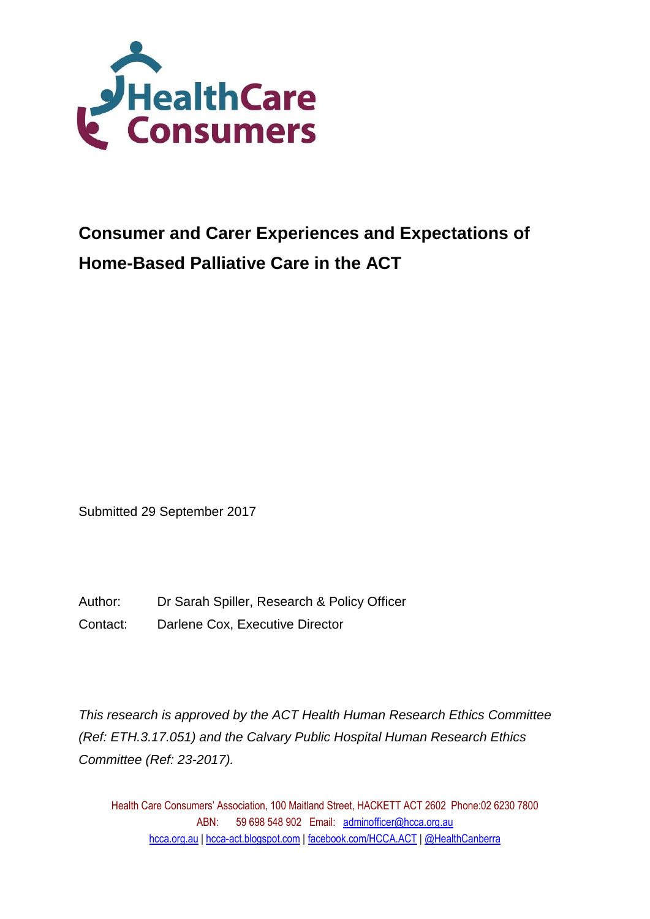# Consumer and Carer Experiences and Expectations of Home-Based Palliative Care in the ACT

Submitted 29 September 2017

Author: Dr Sarah Spiller, Research & Policy Officer

Contact: Darlene Cox, Executive Director

*This research is approved by the ACT Health Human Research Ethics Committee (Ref: ETH.3.17.051) and the Calvary Public Hospital Human Research Ethics Committee (Ref: 23-2017).*

Health Care Consumers' Association, 100 Maitland Street, HACKETT ACT 2602 Phone:02 6230 7800
ABN: 59 698 548 902 Email: adminofficer@hcca.org.au
hcca.org.au | hcca-act.blogspot.com | facebook.com/HCCA.ACT | @HealthCanberra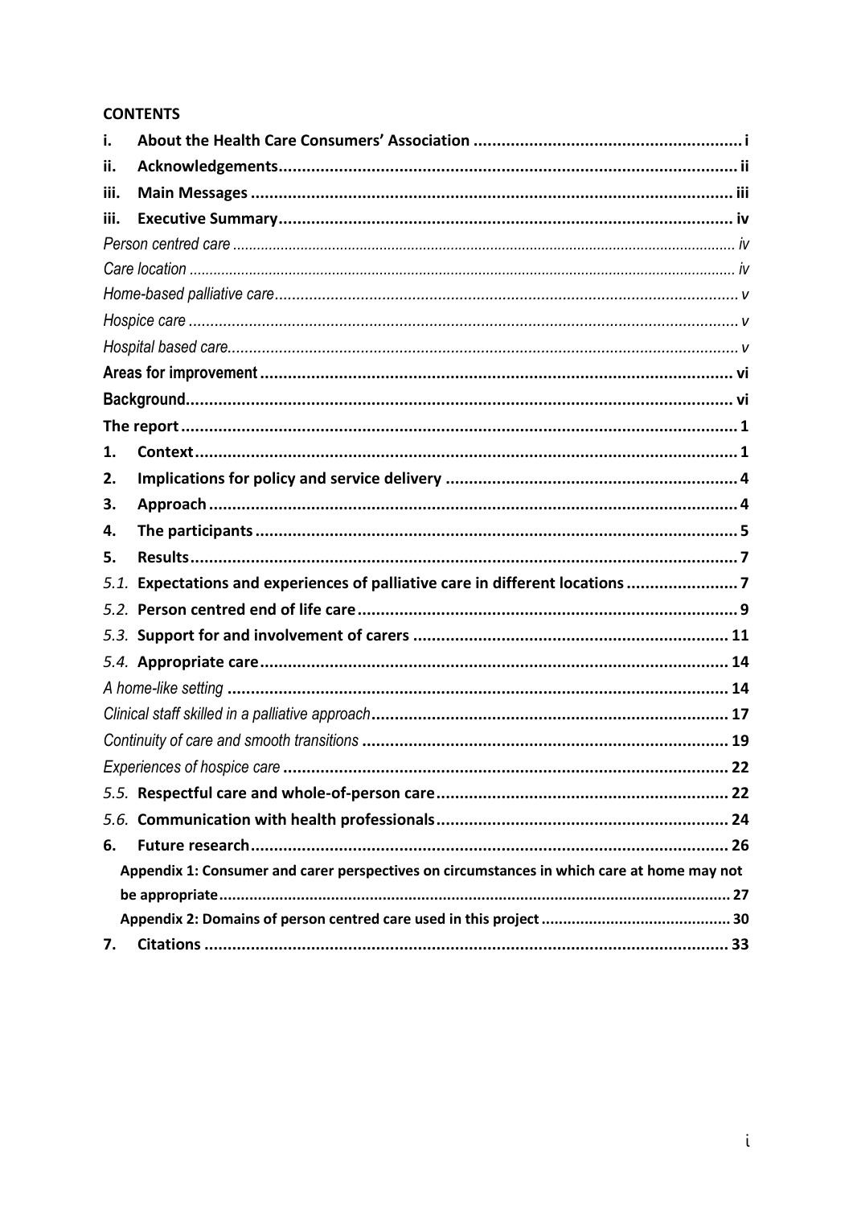**CONTENTS**

| | | |
|---|---|---|
| **i.** | **About the Health Care Consumers' Association** | **i** |
| **ii.** | **Acknowledgements** | **ii** |
| **iii.** | **Main Messages** | **iii** |
| **iii.** | **Executive Summary** | **iv** |
| *Person centred care* | | *iv* |
| *Care location* | | *iv* |
| *Home-based palliative care* | | *v* |
| *Hospice care* | | *v* |
| *Hospital based care.* | | *v* |
| **Areas for improvement** | | **vi** |
| **Background** | | **vi** |
| **The report** | | **1** |
| **1.** | **Context** | **1** |
| **2.** | **Implications for policy and service delivery** | **4** |
| **3.** | **Approach** | **4** |
| **4.** | **The participants** | **5** |
| **5.** | **Results** | **7** |
| *5.1.* | **Expectations and experiences of palliative care in different locations** | **7** |
| *5.2.* | **Person centred end of life care** | **9** |
| *5.3.* | **Support for and involvement of carers** | **11** |
| *5.4.* | **Appropriate care** | **14** |
| *A home-like setting* | | **14** |
| *Clinical staff skilled in a palliative approach* | | **17** |
| *Continuity of care and smooth transitions* | | **19** |
| *Experiences of hospice care* | | **22** |
| *5.5.* | **Respectful care and whole-of-person care** | **22** |
| *5.6.* | **Communication with health professionals** | **24** |
| **6.** | **Future research** | **26** |
| | **Appendix 1: Consumer and carer perspectives on circumstances in which care at home may not be appropriate** | **27** |
| | **Appendix 2: Domains of person centred care used in this project** | **30** |
| **7.** | **Citations** | **33** |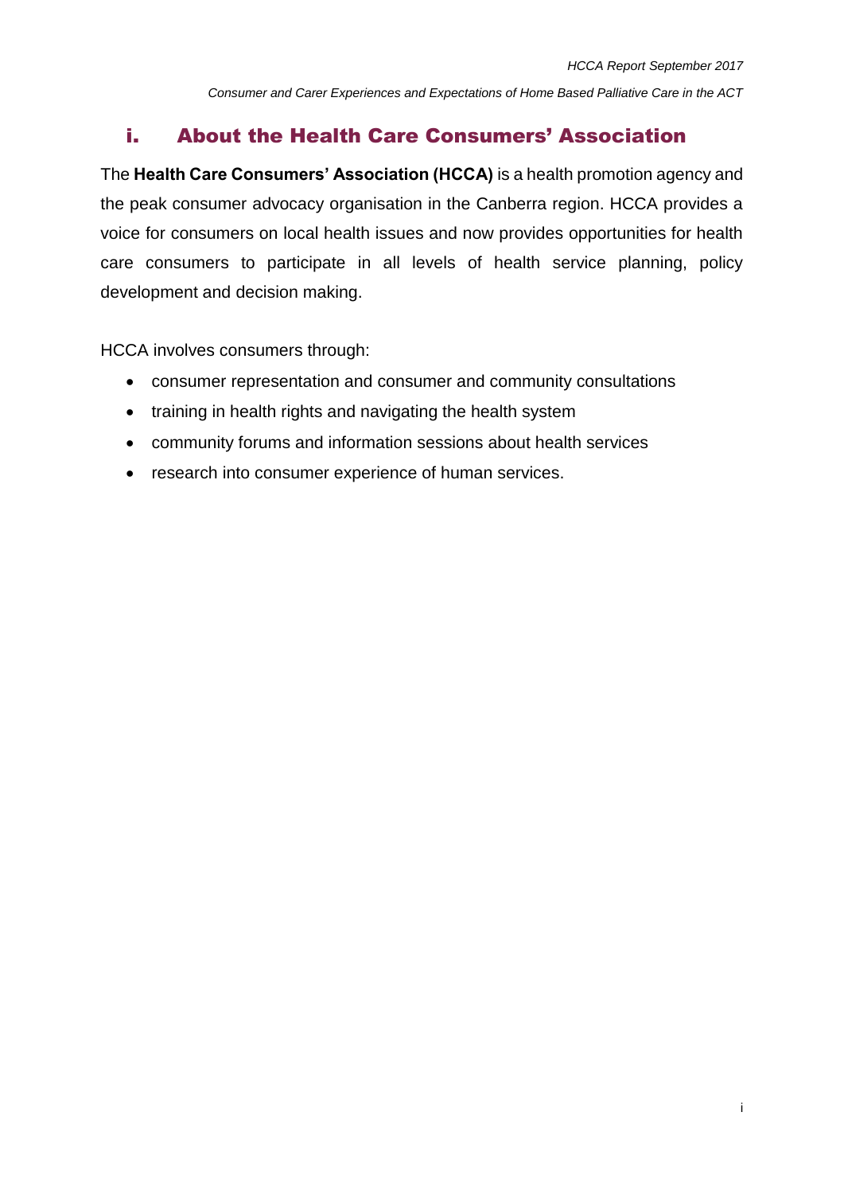## i. About the Health Care Consumers' Association

The **Health Care Consumers' Association (HCCA)** is a health promotion agency and the peak consumer advocacy organisation in the Canberra region. HCCA provides a voice for consumers on local health issues and now provides opportunities for health care consumers to participate in all levels of health service planning, policy development and decision making.

HCCA involves consumers through:

- consumer representation and consumer and community consultations
- training in health rights and navigating the health system
- community forums and information sessions about health services
- research into consumer experience of human services.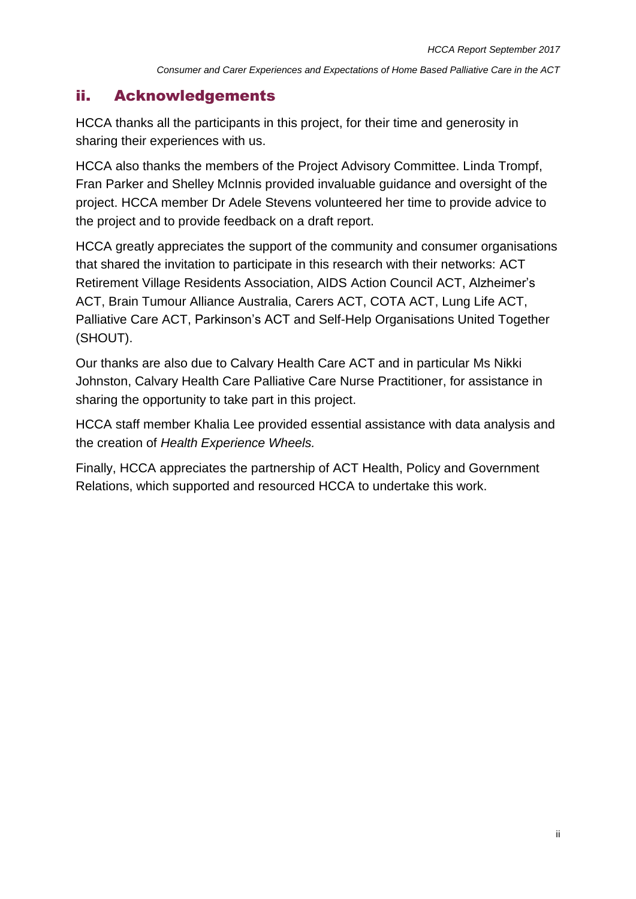## ii. Acknowledgements

HCCA thanks all the participants in this project, for their time and generosity in sharing their experiences with us.

HCCA also thanks the members of the Project Advisory Committee. Linda Trompf, Fran Parker and Shelley McInnis provided invaluable guidance and oversight of the project. HCCA member Dr Adele Stevens volunteered her time to provide advice to the project and to provide feedback on a draft report.

HCCA greatly appreciates the support of the community and consumer organisations that shared the invitation to participate in this research with their networks: ACT Retirement Village Residents Association, AIDS Action Council ACT, Alzheimer's ACT, Brain Tumour Alliance Australia, Carers ACT, COTA ACT, Lung Life ACT, Palliative Care ACT, Parkinson's ACT and Self-Help Organisations United Together (SHOUT).

Our thanks are also due to Calvary Health Care ACT and in particular Ms Nikki Johnston, Calvary Health Care Palliative Care Nurse Practitioner, for assistance in sharing the opportunity to take part in this project.

HCCA staff member Khalia Lee provided essential assistance with data analysis and the creation of *Health Experience Wheels.*

Finally, HCCA appreciates the partnership of ACT Health, Policy and Government Relations, which supported and resourced HCCA to undertake this work.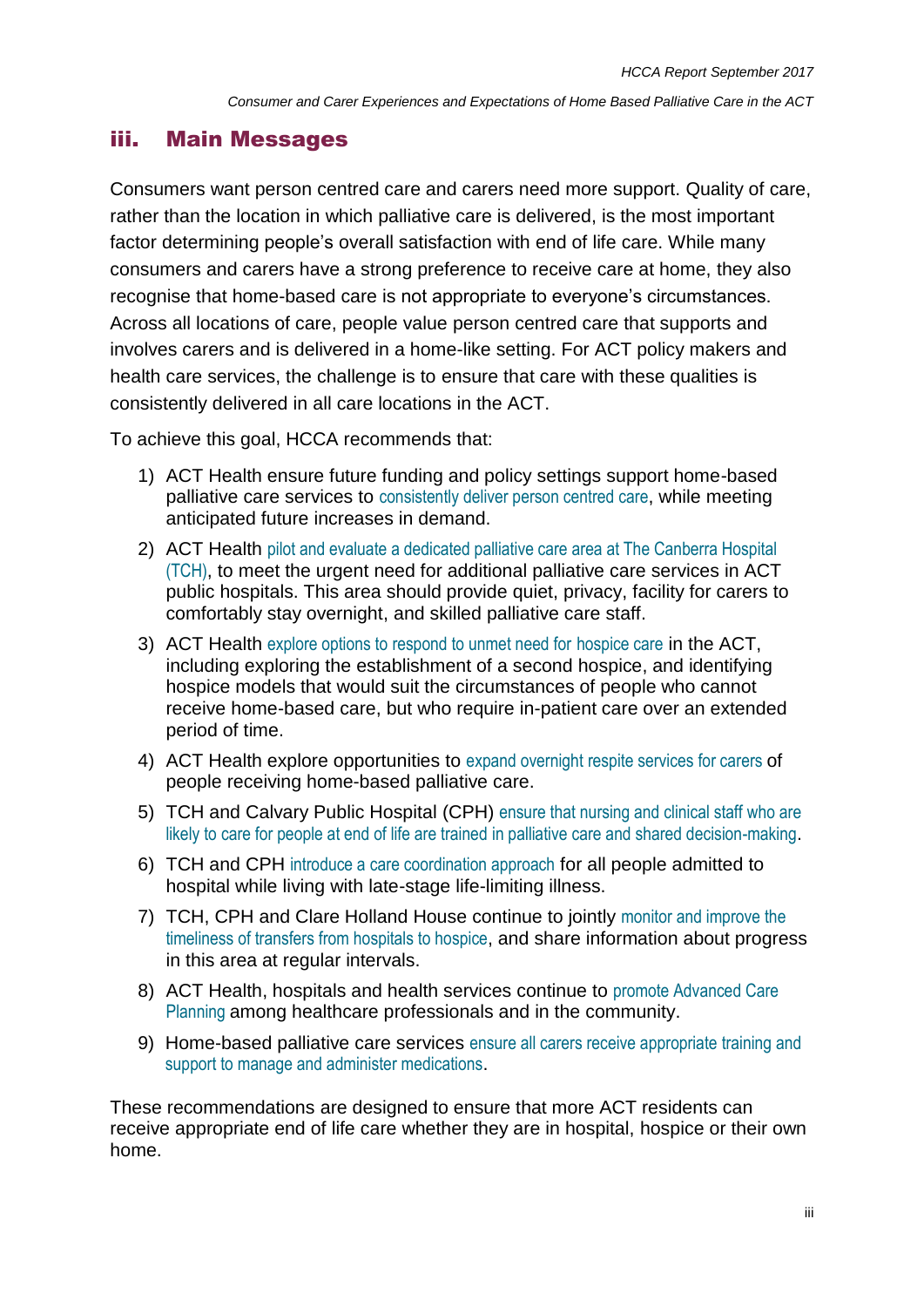## iii. Main Messages

Consumers want person centred care and carers need more support. Quality of care, rather than the location in which palliative care is delivered, is the most important factor determining people's overall satisfaction with end of life care. While many consumers and carers have a strong preference to receive care at home, they also recognise that home-based care is not appropriate to everyone's circumstances. Across all locations of care, people value person centred care that supports and involves carers and is delivered in a home-like setting. For ACT policy makers and health care services, the challenge is to ensure that care with these qualities is consistently delivered in all care locations in the ACT.

To achieve this goal, HCCA recommends that:

1) ACT Health ensure future funding and policy settings support home-based palliative care services to consistently deliver person centred care, while meeting anticipated future increases in demand.
2) ACT Health pilot and evaluate a dedicated palliative care area at The Canberra Hospital (TCH), to meet the urgent need for additional palliative care services in ACT public hospitals. This area should provide quiet, privacy, facility for carers to comfortably stay overnight, and skilled palliative care staff.
3) ACT Health explore options to respond to unmet need for hospice care in the ACT, including exploring the establishment of a second hospice, and identifying hospice models that would suit the circumstances of people who cannot receive home-based care, but who require in-patient care over an extended period of time.
4) ACT Health explore opportunities to expand overnight respite services for carers of people receiving home-based palliative care.
5) TCH and Calvary Public Hospital (CPH) ensure that nursing and clinical staff who are likely to care for people at end of life are trained in palliative care and shared decision-making.
6) TCH and CPH introduce a care coordination approach for all people admitted to hospital while living with late-stage life-limiting illness.
7) TCH, CPH and Clare Holland House continue to jointly monitor and improve the timeliness of transfers from hospitals to hospice, and share information about progress in this area at regular intervals.
8) ACT Health, hospitals and health services continue to promote Advanced Care Planning among healthcare professionals and in the community.
9) Home-based palliative care services ensure all carers receive appropriate training and support to manage and administer medications.

These recommendations are designed to ensure that more ACT residents can receive appropriate end of life care whether they are in hospital, hospice or their own home.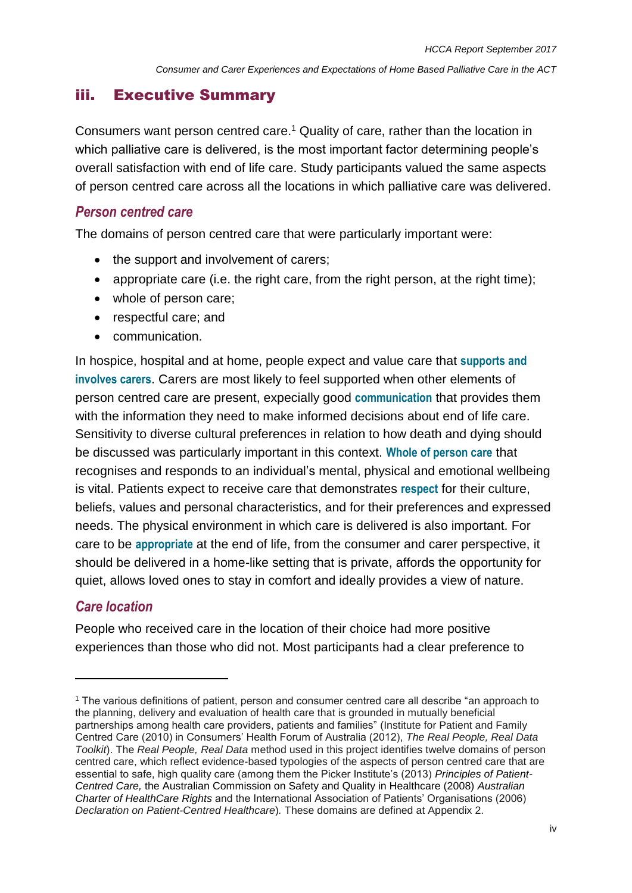## iii. Executive Summary

Consumers want person centred care.[1] Quality of care, rather than the location in which palliative care is delivered, is the most important factor determining people's overall satisfaction with end of life care. Study participants valued the same aspects of person centred care across all the locations in which palliative care was delivered.

### *Person centred care*

The domains of person centred care that were particularly important were:

- the support and involvement of carers;
- appropriate care (i.e. the right care, from the right person, at the right time);
- whole of person care;
- respectful care; and
- communication.

In hospice, hospital and at home, people expect and value care that **supports and involves carers**. Carers are most likely to feel supported when other elements of person centred care are present, expecially good **communication** that provides them with the information they need to make informed decisions about end of life care. Sensitivity to diverse cultural preferences in relation to how death and dying should be discussed was particularly important in this context. **Whole of person care** that recognises and responds to an individual's mental, physical and emotional wellbeing is vital. Patients expect to receive care that demonstrates **respect** for their culture, beliefs, values and personal characteristics, and for their preferences and expressed needs. The physical environment in which care is delivered is also important. For care to be **appropriate** at the end of life, from the consumer and carer perspective, it should be delivered in a home-like setting that is private, affords the opportunity for quiet, allows loved ones to stay in comfort and ideally provides a view of nature.

### *Care location*

People who received care in the location of their choice had more positive experiences than those who did not. Most participants had a clear preference to

---

[1] The various definitions of patient, person and consumer centred care all describe "an approach to the planning, delivery and evaluation of health care that is grounded in mutually beneficial partnerships among health care providers, patients and families" (Institute for Patient and Family Centred Care (2010) in Consumers' Health Forum of Australia (2012), *The Real People, Real Data Toolkit*). The *Real People, Real Data* method used in this project identifies twelve domains of person centred care, which reflect evidence-based typologies of the aspects of person centred care that are essential to safe, high quality care (among them the Picker Institute's (2013) *Principles of Patient-Centred Care,* the Australian Commission on Safety and Quality in Healthcare (2008) *Australian Charter of HealthCare Rights* and the International Association of Patients' Organisations (2006) *Declaration on Patient-Centred Healthcare*). These domains are defined at Appendix 2.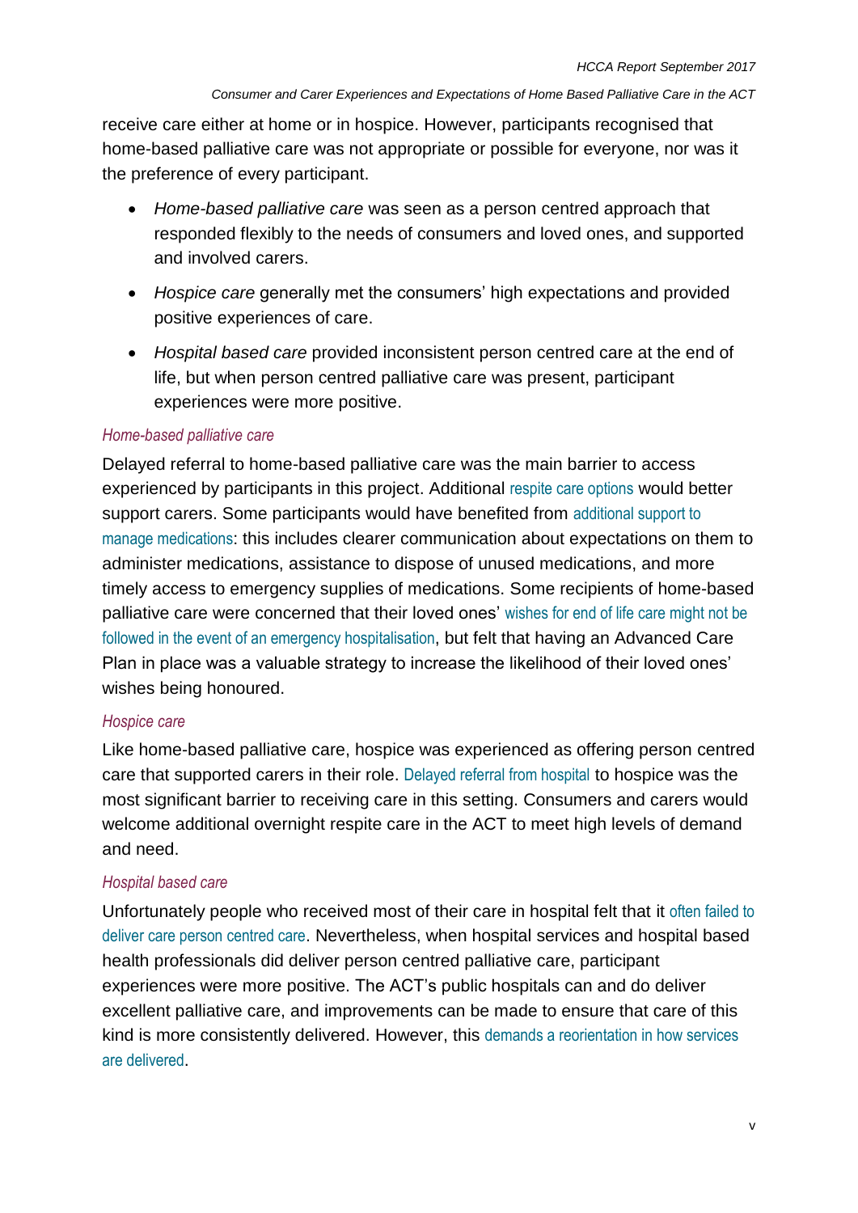receive care either at home or in hospice. However, participants recognised that home-based palliative care was not appropriate or possible for everyone, nor was it the preference of every participant.

- *Home-based palliative care* was seen as a person centred approach that responded flexibly to the needs of consumers and loved ones, and supported and involved carers.
- *Hospice care* generally met the consumers' high expectations and provided positive experiences of care.
- *Hospital based care* provided inconsistent person centred care at the end of life, but when person centred palliative care was present, participant experiences were more positive.

### *Home-based palliative care*

Delayed referral to home-based palliative care was the main barrier to access experienced by participants in this project. Additional respite care options would better support carers. Some participants would have benefited from additional support to manage medications: this includes clearer communication about expectations on them to administer medications, assistance to dispose of unused medications, and more timely access to emergency supplies of medications. Some recipients of home-based palliative care were concerned that their loved ones' wishes for end of life care might not be followed in the event of an emergency hospitalisation, but felt that having an Advanced Care Plan in place was a valuable strategy to increase the likelihood of their loved ones' wishes being honoured.

### *Hospice care*

Like home-based palliative care, hospice was experienced as offering person centred care that supported carers in their role. Delayed referral from hospital to hospice was the most significant barrier to receiving care in this setting. Consumers and carers would welcome additional overnight respite care in the ACT to meet high levels of demand and need.

### *Hospital based care*

Unfortunately people who received most of their care in hospital felt that it often failed to deliver care person centred care. Nevertheless, when hospital services and hospital based health professionals did deliver person centred palliative care, participant experiences were more positive. The ACT's public hospitals can and do deliver excellent palliative care, and improvements can be made to ensure that care of this kind is more consistently delivered. However, this demands a reorientation in how services are delivered.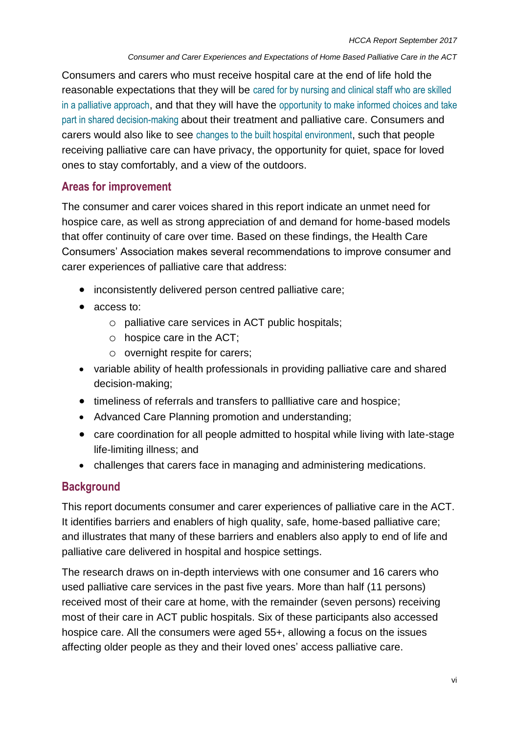Consumers and carers who must receive hospital care at the end of life hold the reasonable expectations that they will be cared for by nursing and clinical staff who are skilled in a palliative approach, and that they will have the opportunity to make informed choices and take part in shared decision-making about their treatment and palliative care. Consumers and carers would also like to see changes to the built hospital environment, such that people receiving palliative care can have privacy, the opportunity for quiet, space for loved ones to stay comfortably, and a view of the outdoors.

## Areas for improvement

The consumer and carer voices shared in this report indicate an unmet need for hospice care, as well as strong appreciation of and demand for home-based models that offer continuity of care over time. Based on these findings, the Health Care Consumers' Association makes several recommendations to improve consumer and carer experiences of palliative care that address:

- inconsistently delivered person centred palliative care;
- access to:
  - palliative care services in ACT public hospitals;
  - hospice care in the ACT;
  - overnight respite for carers;
- variable ability of health professionals in providing palliative care and shared decision-making;
- timeliness of referrals and transfers to pallliative care and hospice;
- Advanced Care Planning promotion and understanding;
- care coordination for all people admitted to hospital while living with late-stage life-limiting illness; and
- challenges that carers face in managing and administering medications.

## Background

This report documents consumer and carer experiences of palliative care in the ACT. It identifies barriers and enablers of high quality, safe, home-based palliative care; and illustrates that many of these barriers and enablers also apply to end of life and palliative care delivered in hospital and hospice settings.

The research draws on in-depth interviews with one consumer and 16 carers who used palliative care services in the past five years. More than half (11 persons) received most of their care at home, with the remainder (seven persons) receiving most of their care in ACT public hospitals. Six of these participants also accessed hospice care. All the consumers were aged 55+, allowing a focus on the issues affecting older people as they and their loved ones' access palliative care.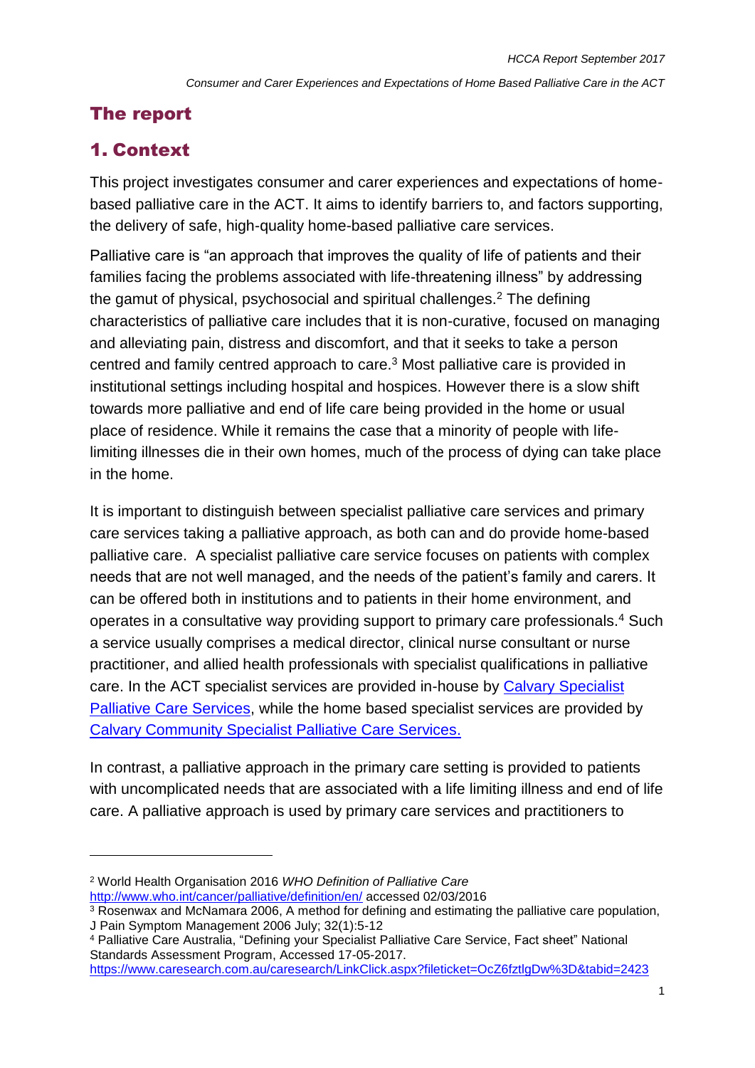# The report

## 1. Context

This project investigates consumer and carer experiences and expectations of home-based palliative care in the ACT. It aims to identify barriers to, and factors supporting, the delivery of safe, high-quality home-based palliative care services.

Palliative care is "an approach that improves the quality of life of patients and their families facing the problems associated with life-threatening illness" by addressing the gamut of physical, psychosocial and spiritual challenges.[2] The defining characteristics of palliative care includes that it is non-curative, focused on managing and alleviating pain, distress and discomfort, and that it seeks to take a person centred and family centred approach to care.[3] Most palliative care is provided in institutional settings including hospital and hospices. However there is a slow shift towards more palliative and end of life care being provided in the home or usual place of residence. While it remains the case that a minority of people with life-limiting illnesses die in their own homes, much of the process of dying can take place in the home.

It is important to distinguish between specialist palliative care services and primary care services taking a palliative approach, as both can and do provide home-based palliative care. A specialist palliative care service focuses on patients with complex needs that are not well managed, and the needs of the patient's family and carers. It can be offered both in institutions and to patients in their home environment, and operates in a consultative way providing support to primary care professionals.[4] Such a service usually comprises a medical director, clinical nurse consultant or nurse practitioner, and allied health professionals with specialist qualifications in palliative care. In the ACT specialist services are provided in-house by Calvary Specialist Palliative Care Services, while the home based specialist services are provided by Calvary Community Specialist Palliative Care Services.

In contrast, a palliative approach in the primary care setting is provided to patients with uncomplicated needs that are associated with a life limiting illness and end of life care. A palliative approach is used by primary care services and practitioners to

---

[2] World Health Organisation 2016 *WHO Definition of Palliative Care* http://www.who.int/cancer/palliative/definition/en/ accessed 02/03/2016

[3] Rosenwax and McNamara 2006, A method for defining and estimating the palliative care population, J Pain Symptom Management 2006 July; 32(1):5-12

[4] Palliative Care Australia, "Defining your Specialist Palliative Care Service, Fact sheet" National Standards Assessment Program, Accessed 17-05-2017. https://www.caresearch.com.au/caresearch/LinkClick.aspx?fileticket=OcZ6fztlgDw%3D&tabid=2423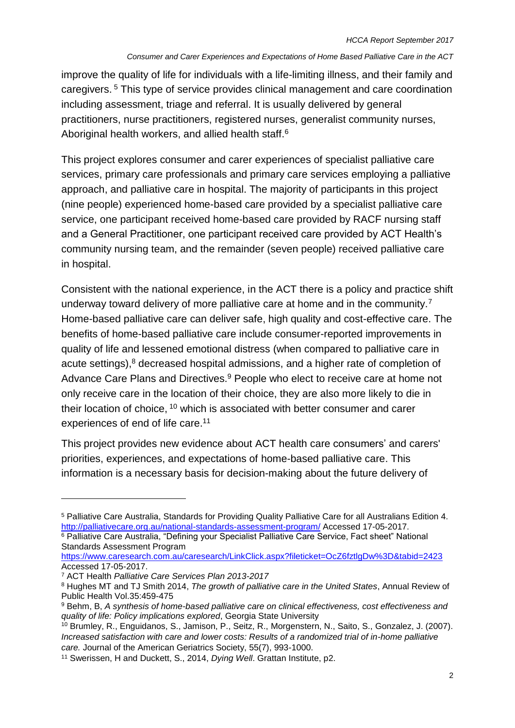improve the quality of life for individuals with a life-limiting illness, and their family and caregivers. [5] This type of service provides clinical management and care coordination including assessment, triage and referral. It is usually delivered by general practitioners, nurse practitioners, registered nurses, generalist community nurses, Aboriginal health workers, and allied health staff.[6]

This project explores consumer and carer experiences of specialist palliative care services, primary care professionals and primary care services employing a palliative approach, and palliative care in hospital. The majority of participants in this project (nine people) experienced home-based care provided by a specialist palliative care service, one participant received home-based care provided by RACF nursing staff and a General Practitioner, one participant received care provided by ACT Health's community nursing team, and the remainder (seven people) received palliative care in hospital.

Consistent with the national experience, in the ACT there is a policy and practice shift underway toward delivery of more palliative care at home and in the community.[7] Home-based palliative care can deliver safe, high quality and cost-effective care. The benefits of home-based palliative care include consumer-reported improvements in quality of life and lessened emotional distress (when compared to palliative care in acute settings),[8] decreased hospital admissions, and a higher rate of completion of Advance Care Plans and Directives.[9] People who elect to receive care at home not only receive care in the location of their choice, they are also more likely to die in their location of choice, [10] which is associated with better consumer and carer experiences of end of life care.[11]

This project provides new evidence about ACT health care consumers' and carers' priorities, experiences, and expectations of home-based palliative care. This information is a necessary basis for decision-making about the future delivery of

---

[5] Palliative Care Australia, Standards for Providing Quality Palliative Care for all Australians Edition 4. http://palliativecare.org.au/national-standards-assessment-program/ Accessed 17-05-2017.

[6] Palliative Care Australia, "Defining your Specialist Palliative Care Service, Fact sheet" National Standards Assessment Program https://www.caresearch.com.au/caresearch/LinkClick.aspx?fileticket=OcZ6fztlgDw%3D&tabid=2423 Accessed 17-05-2017.

[7] ACT Health *Palliative Care Services Plan 2013-2017*

[8] Hughes MT and TJ Smith 2014, *The growth of palliative care in the United States*, Annual Review of Public Health Vol.35:459-475

[9] Behm, B, *A synthesis of home-based palliative care on clinical effectiveness, cost effectiveness and quality of life: Policy implications explored*, Georgia State University

[10] Brumley, R., Enguidanos, S., Jamison, P., Seitz, R., Morgenstern, N., Saito, S., Gonzalez, J. (2007). *Increased satisfaction with care and lower costs: Results of a randomized trial of in-home palliative care.* Journal of the American Geriatrics Society, 55(7), 993-1000.

[11] Swerissen, H and Duckett, S., 2014, *Dying Well*. Grattan Institute, p2.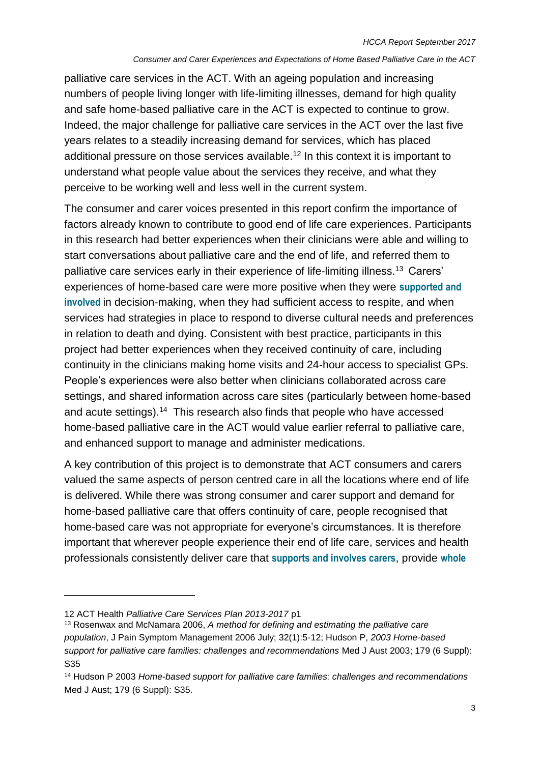palliative care services in the ACT. With an ageing population and increasing numbers of people living longer with life-limiting illnesses, demand for high quality and safe home-based palliative care in the ACT is expected to continue to grow. Indeed, the major challenge for palliative care services in the ACT over the last five years relates to a steadily increasing demand for services, which has placed additional pressure on those services available.[12] In this context it is important to understand what people value about the services they receive, and what they perceive to be working well and less well in the current system.

The consumer and carer voices presented in this report confirm the importance of factors already known to contribute to good end of life care experiences. Participants in this research had better experiences when their clinicians were able and willing to start conversations about palliative care and the end of life, and referred them to palliative care services early in their experience of life-limiting illness.[13] Carers' experiences of home-based care were more positive when they were **supported and involved** in decision-making, when they had sufficient access to respite, and when services had strategies in place to respond to diverse cultural needs and preferences in relation to death and dying. Consistent with best practice, participants in this project had better experiences when they received continuity of care, including continuity in the clinicians making home visits and 24-hour access to specialist GPs. People's experiences were also better when clinicians collaborated across care settings, and shared information across care sites (particularly between home-based and acute settings).[14] This research also finds that people who have accessed home-based palliative care in the ACT would value earlier referral to palliative care, and enhanced support to manage and administer medications.

A key contribution of this project is to demonstrate that ACT consumers and carers valued the same aspects of person centred care in all the locations where end of life is delivered. While there was strong consumer and carer support and demand for home-based palliative care that offers continuity of care, people recognised that home-based care was not appropriate for everyone's circumstances. It is therefore important that wherever people experience their end of life care, services and health professionals consistently deliver care that **supports and involves carers**, provide **whole**

---

12 ACT Health *Palliative Care Services Plan 2013-2017* p1

13 Rosenwax and McNamara 2006, *A method for defining and estimating the palliative care population*, J Pain Symptom Management 2006 July; 32(1):5-12; Hudson P, *2003 Home-based support for palliative care families: challenges and recommendations* Med J Aust 2003; 179 (6 Suppl): S35

14 Hudson P 2003 *Home-based support for palliative care families: challenges and recommendations* Med J Aust; 179 (6 Suppl): S35.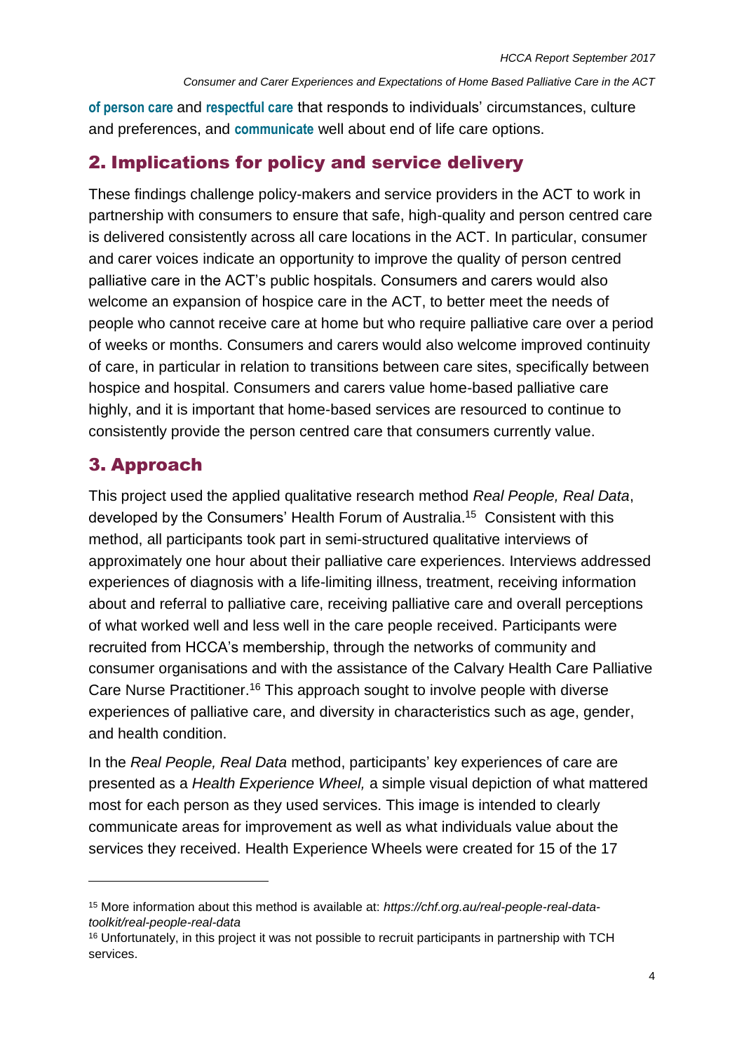**of person care** and **respectful care** that responds to individuals' circumstances, culture and preferences, and **communicate** well about end of life care options.

## 2. Implications for policy and service delivery

These findings challenge policy-makers and service providers in the ACT to work in partnership with consumers to ensure that safe, high-quality and person centred care is delivered consistently across all care locations in the ACT. In particular, consumer and carer voices indicate an opportunity to improve the quality of person centred palliative care in the ACT's public hospitals. Consumers and carers would also welcome an expansion of hospice care in the ACT, to better meet the needs of people who cannot receive care at home but who require palliative care over a period of weeks or months. Consumers and carers would also welcome improved continuity of care, in particular in relation to transitions between care sites, specifically between hospice and hospital. Consumers and carers value home-based palliative care highly, and it is important that home-based services are resourced to continue to consistently provide the person centred care that consumers currently value.

## 3. Approach

This project used the applied qualitative research method *Real People, Real Data*, developed by the Consumers' Health Forum of Australia.[15] Consistent with this method, all participants took part in semi-structured qualitative interviews of approximately one hour about their palliative care experiences. Interviews addressed experiences of diagnosis with a life-limiting illness, treatment, receiving information about and referral to palliative care, receiving palliative care and overall perceptions of what worked well and less well in the care people received. Participants were recruited from HCCA's membership, through the networks of community and consumer organisations and with the assistance of the Calvary Health Care Palliative Care Nurse Practitioner.[16] This approach sought to involve people with diverse experiences of palliative care, and diversity in characteristics such as age, gender, and health condition.

In the *Real People, Real Data* method, participants' key experiences of care are presented as a *Health Experience Wheel,* a simple visual depiction of what mattered most for each person as they used services. This image is intended to clearly communicate areas for improvement as well as what individuals value about the services they received. Health Experience Wheels were created for 15 of the 17

---

[15] More information about this method is available at: *https://chf.org.au/real-people-real-data-toolkit/real-people-real-data*

[16] Unfortunately, in this project it was not possible to recruit participants in partnership with TCH services.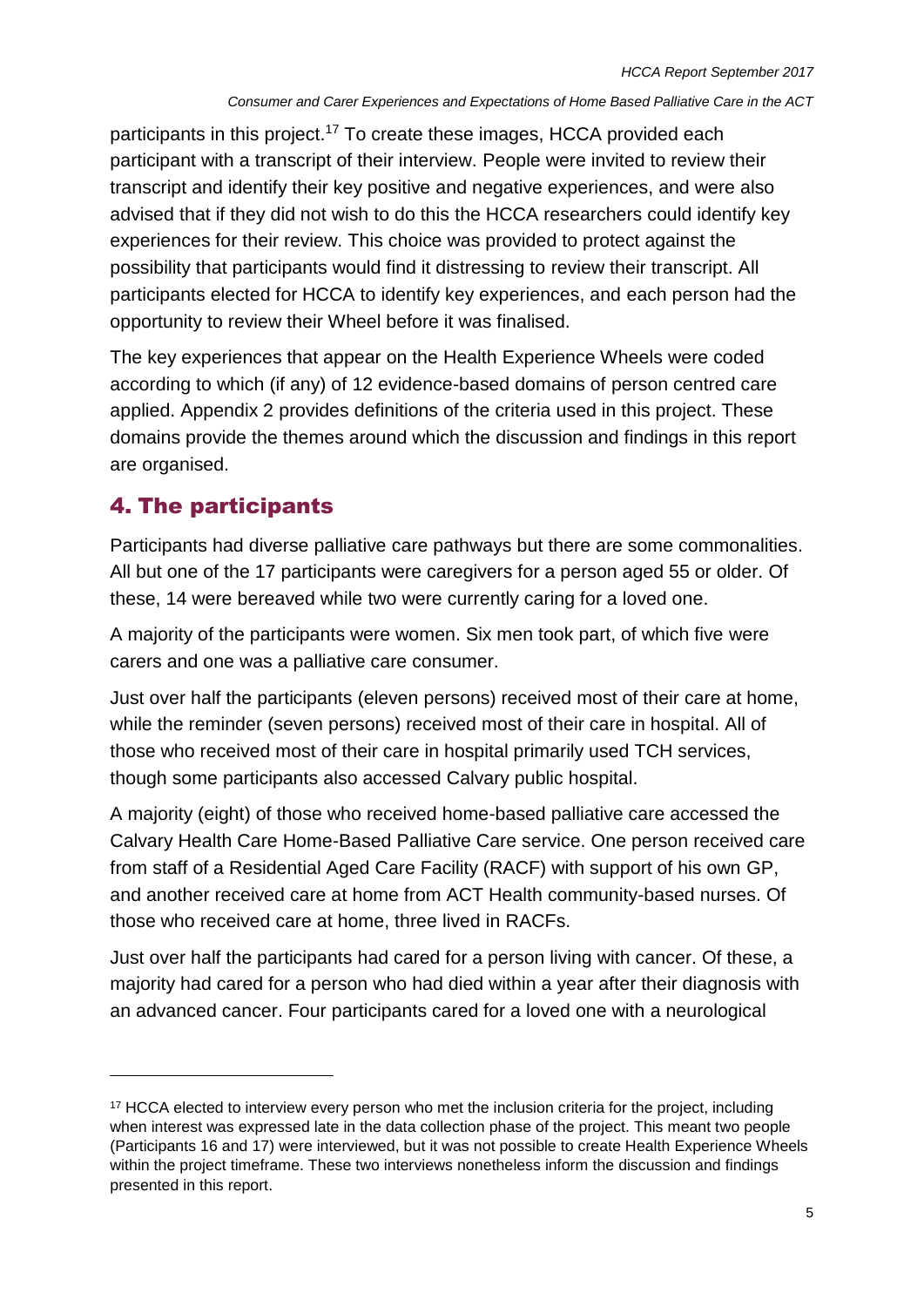participants in this project.[17] To create these images, HCCA provided each participant with a transcript of their interview. People were invited to review their transcript and identify their key positive and negative experiences, and were also advised that if they did not wish to do this the HCCA researchers could identify key experiences for their review. This choice was provided to protect against the possibility that participants would find it distressing to review their transcript. All participants elected for HCCA to identify key experiences, and each person had the opportunity to review their Wheel before it was finalised.

The key experiences that appear on the Health Experience Wheels were coded according to which (if any) of 12 evidence-based domains of person centred care applied. Appendix 2 provides definitions of the criteria used in this project. These domains provide the themes around which the discussion and findings in this report are organised.

## 4. The participants

Participants had diverse palliative care pathways but there are some commonalities. All but one of the 17 participants were caregivers for a person aged 55 or older. Of these, 14 were bereaved while two were currently caring for a loved one.

A majority of the participants were women. Six men took part, of which five were carers and one was a palliative care consumer.

Just over half the participants (eleven persons) received most of their care at home, while the reminder (seven persons) received most of their care in hospital. All of those who received most of their care in hospital primarily used TCH services, though some participants also accessed Calvary public hospital.

A majority (eight) of those who received home-based palliative care accessed the Calvary Health Care Home-Based Palliative Care service. One person received care from staff of a Residential Aged Care Facility (RACF) with support of his own GP, and another received care at home from ACT Health community-based nurses. Of those who received care at home, three lived in RACFs.

Just over half the participants had cared for a person living with cancer. Of these, a majority had cared for a person who had died within a year after their diagnosis with an advanced cancer. Four participants cared for a loved one with a neurological

---

[17] HCCA elected to interview every person who met the inclusion criteria for the project, including when interest was expressed late in the data collection phase of the project. This meant two people (Participants 16 and 17) were interviewed, but it was not possible to create Health Experience Wheels within the project timeframe. These two interviews nonetheless inform the discussion and findings presented in this report.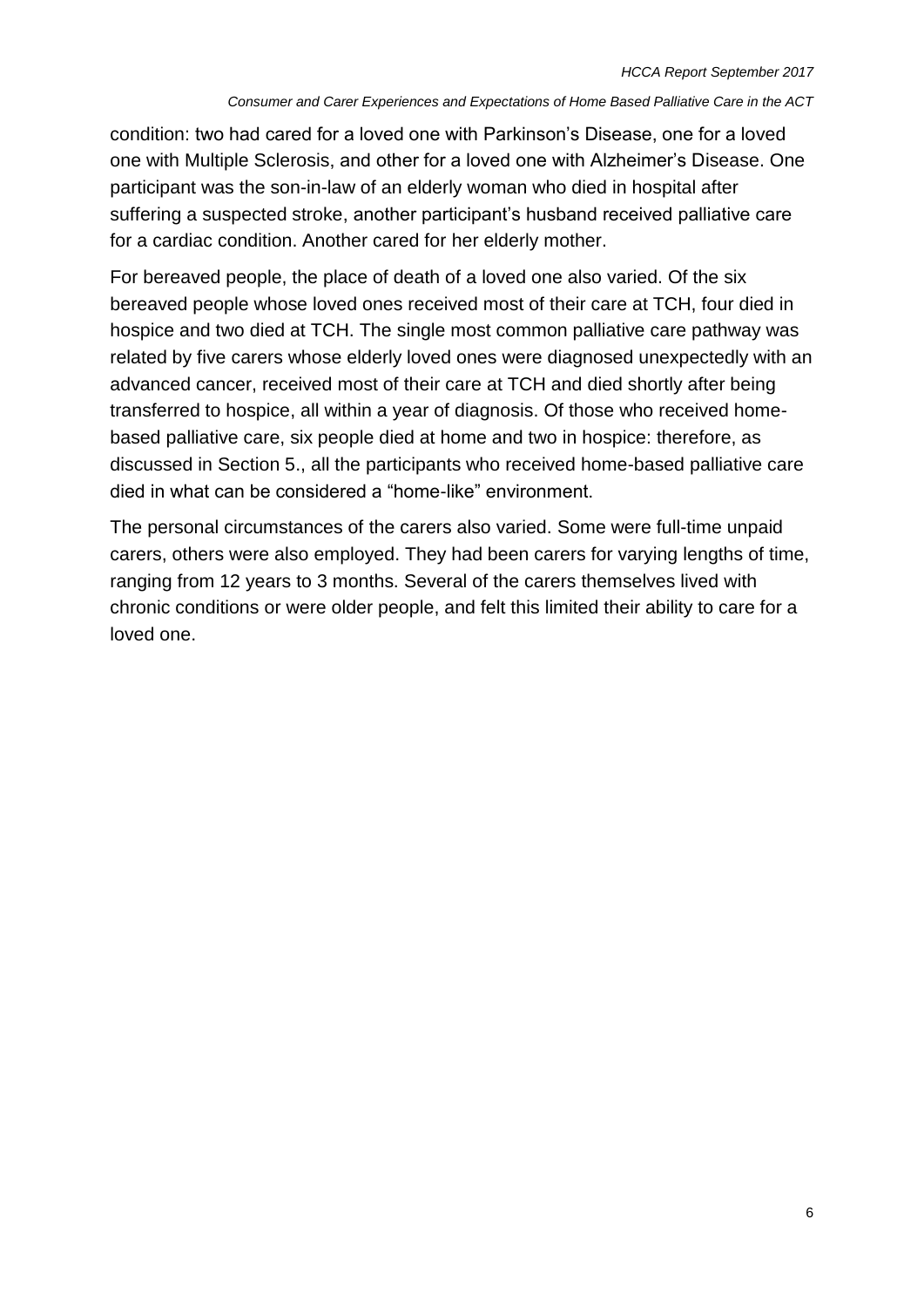condition: two had cared for a loved one with Parkinson's Disease, one for a loved one with Multiple Sclerosis, and other for a loved one with Alzheimer's Disease. One participant was the son-in-law of an elderly woman who died in hospital after suffering a suspected stroke, another participant's husband received palliative care for a cardiac condition. Another cared for her elderly mother.

For bereaved people, the place of death of a loved one also varied. Of the six bereaved people whose loved ones received most of their care at TCH, four died in hospice and two died at TCH. The single most common palliative care pathway was related by five carers whose elderly loved ones were diagnosed unexpectedly with an advanced cancer, received most of their care at TCH and died shortly after being transferred to hospice, all within a year of diagnosis. Of those who received home-based palliative care, six people died at home and two in hospice: therefore, as discussed in Section 5., all the participants who received home-based palliative care died in what can be considered a "home-like" environment.

The personal circumstances of the carers also varied. Some were full-time unpaid carers, others were also employed. They had been carers for varying lengths of time, ranging from 12 years to 3 months. Several of the carers themselves lived with chronic conditions or were older people, and felt this limited their ability to care for a loved one.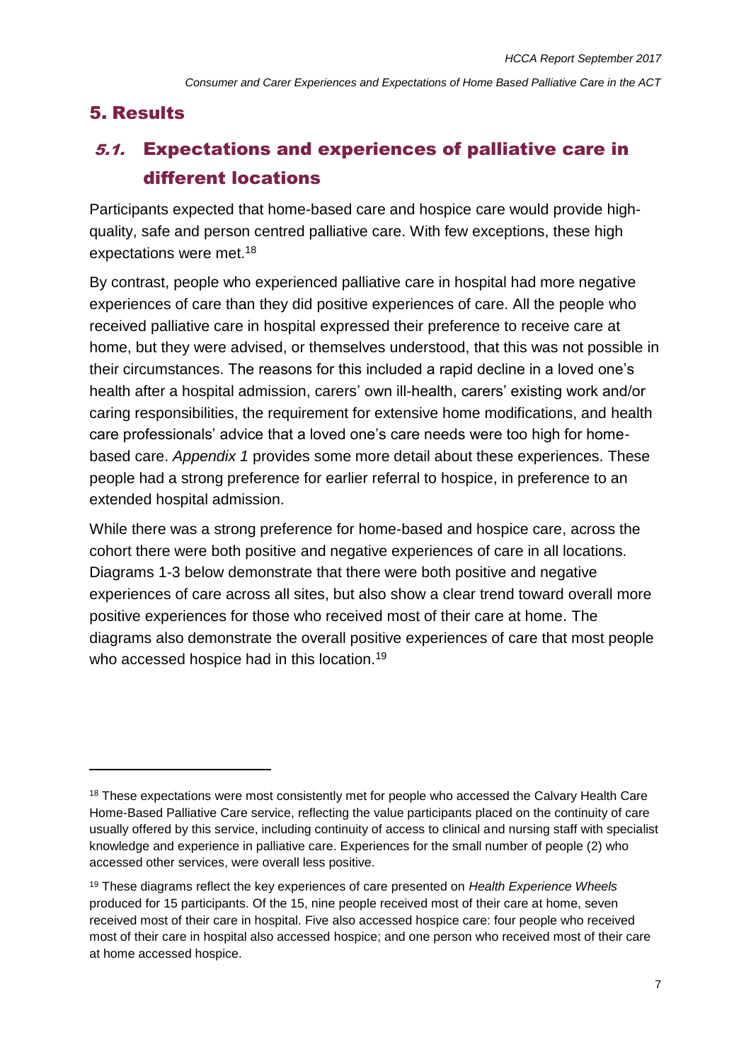# 5. Results

## 5.1. Expectations and experiences of palliative care in different locations

Participants expected that home-based care and hospice care would provide high-quality, safe and person centred palliative care. With few exceptions, these high expectations were met.[18]

By contrast, people who experienced palliative care in hospital had more negative experiences of care than they did positive experiences of care. All the people who received palliative care in hospital expressed their preference to receive care at home, but they were advised, or themselves understood, that this was not possible in their circumstances. The reasons for this included a rapid decline in a loved one's health after a hospital admission, carers' own ill-health, carers' existing work and/or caring responsibilities, the requirement for extensive home modifications, and health care professionals' advice that a loved one's care needs were too high for home-based care. *Appendix 1* provides some more detail about these experiences. These people had a strong preference for earlier referral to hospice, in preference to an extended hospital admission.

While there was a strong preference for home-based and hospice care, across the cohort there were both positive and negative experiences of care in all locations. Diagrams 1-3 below demonstrate that there were both positive and negative experiences of care across all sites, but also show a clear trend toward overall more positive experiences for those who received most of their care at home. The diagrams also demonstrate the overall positive experiences of care that most people who accessed hospice had in this location.[19]

---

[18] These expectations were most consistently met for people who accessed the Calvary Health Care Home-Based Palliative Care service, reflecting the value participants placed on the continuity of care usually offered by this service, including continuity of access to clinical and nursing staff with specialist knowledge and experience in palliative care. Experiences for the small number of people (2) who accessed other services, were overall less positive.

[19] These diagrams reflect the key experiences of care presented on *Health Experience Wheels* produced for 15 participants. Of the 15, nine people received most of their care at home, seven received most of their care in hospital. Five also accessed hospice care: four people who received most of their care in hospital also accessed hospice; and one person who received most of their care at home accessed hospice.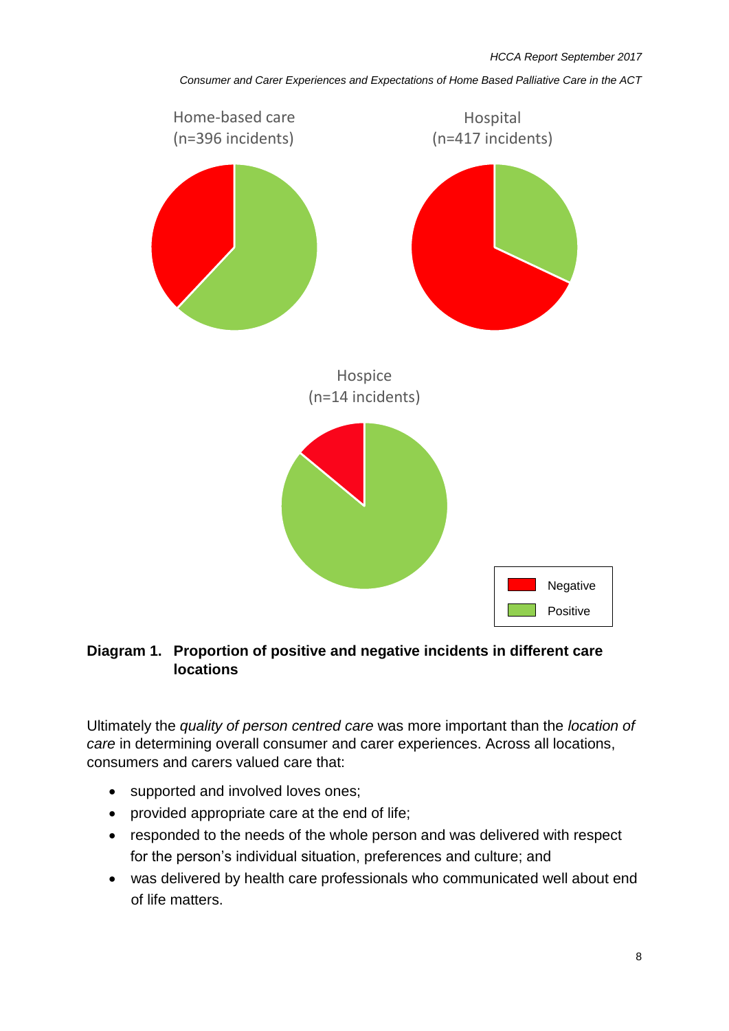Home-based care
(n=396 incidents)

Hospital
(n=417 incidents)

Hospice
(n=14 incidents)

Negative
Positive

**Diagram 1. Proportion of positive and negative incidents in different care locations**

Ultimately the *quality of person centred care* was more important than the *location of care* in determining overall consumer and carer experiences. Across all locations, consumers and carers valued care that:

- supported and involved loves ones;
- provided appropriate care at the end of life;
- responded to the needs of the whole person and was delivered with respect for the person's individual situation, preferences and culture; and
- was delivered by health care professionals who communicated well about end of life matters.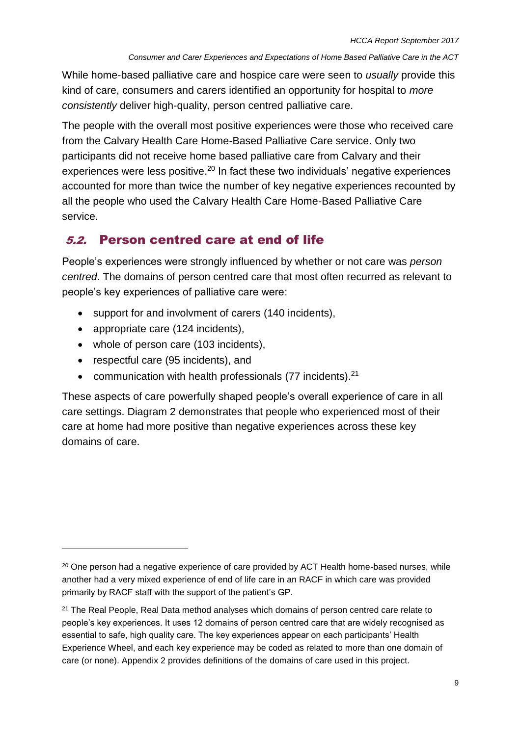While home-based palliative care and hospice care were seen to *usually* provide this kind of care, consumers and carers identified an opportunity for hospital to *more consistently* deliver high-quality, person centred palliative care.

The people with the overall most positive experiences were those who received care from the Calvary Health Care Home-Based Palliative Care service. Only two participants did not receive home based palliative care from Calvary and their experiences were less positive.[20] In fact these two individuals' negative experiences accounted for more than twice the number of key negative experiences recounted by all the people who used the Calvary Health Care Home-Based Palliative Care service.

## *5.2.* Person centred care at end of life

People's experiences were strongly influenced by whether or not care was *person centred*. The domains of person centred care that most often recurred as relevant to people's key experiences of palliative care were:

- support for and involvment of carers (140 incidents),
- appropriate care (124 incidents),
- whole of person care (103 incidents),
- respectful care (95 incidents), and
- communication with health professionals (77 incidents).[21]

These aspects of care powerfully shaped people's overall experience of care in all care settings. Diagram 2 demonstrates that people who experienced most of their care at home had more positive than negative experiences across these key domains of care.

---

[20] One person had a negative experience of care provided by ACT Health home-based nurses, while another had a very mixed experience of end of life care in an RACF in which care was provided primarily by RACF staff with the support of the patient's GP.

[21] The Real People, Real Data method analyses which domains of person centred care relate to people's key experiences. It uses 12 domains of person centred care that are widely recognised as essential to safe, high quality care. The key experiences appear on each participants' Health Experience Wheel, and each key experience may be coded as related to more than one domain of care (or none). Appendix 2 provides definitions of the domains of care used in this project.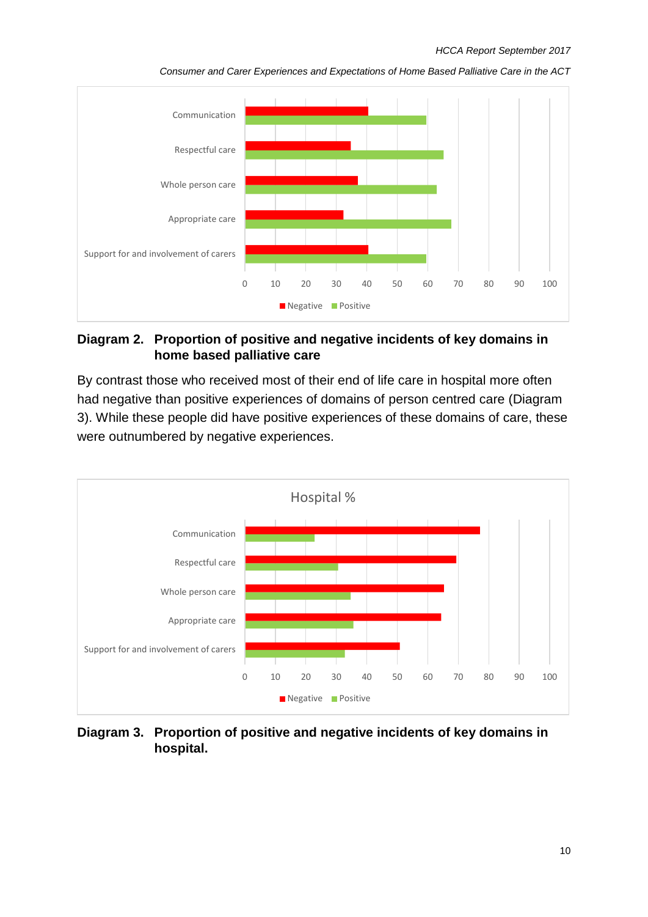**Diagram 2. Proportion of positive and negative incidents of key domains in home based palliative care**

By contrast those who received most of their end of life care in hospital more often had negative than positive experiences of domains of person centred care (Diagram 3). While these people did have positive experiences of these domains of care, these were outnumbered by negative experiences.

**Diagram 3. Proportion of positive and negative incidents of key domains in hospital.**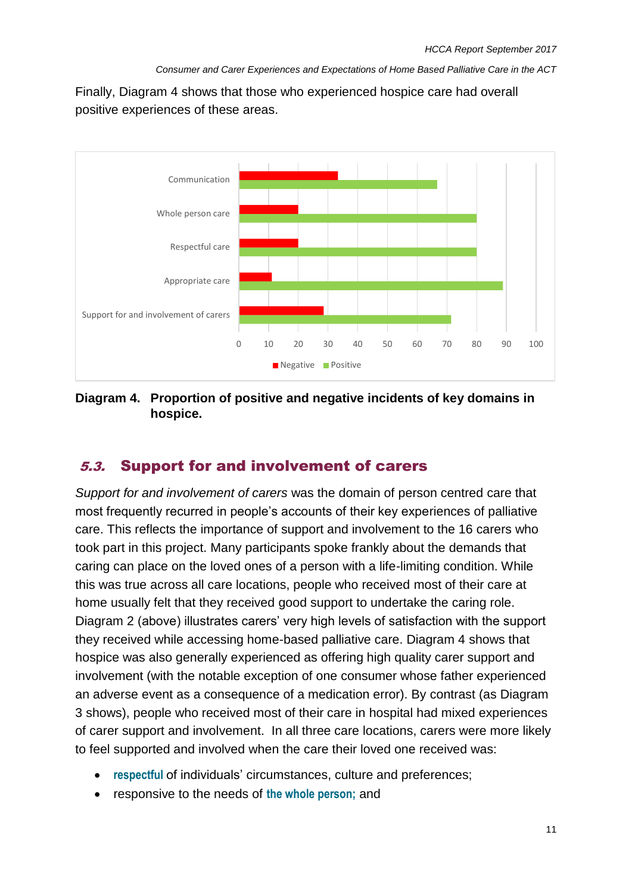Finally, Diagram 4 shows that those who experienced hospice care had overall positive experiences of these areas.

**Diagram 4. Proportion of positive and negative incidents of key domains in hospice.**

## 5.3. Support for and involvement of carers

*Support for and involvement of carers* was the domain of person centred care that most frequently recurred in people's accounts of their key experiences of palliative care. This reflects the importance of support and involvement to the 16 carers who took part in this project. Many participants spoke frankly about the demands that caring can place on the loved ones of a person with a life-limiting condition. While this was true across all care locations, people who received most of their care at home usually felt that they received good support to undertake the caring role. Diagram 2 (above) illustrates carers' very high levels of satisfaction with the support they received while accessing home-based palliative care. Diagram 4 shows that hospice was also generally experienced as offering high quality carer support and involvement (with the notable exception of one consumer whose father experienced an adverse event as a consequence of a medication error). By contrast (as Diagram 3 shows), people who received most of their care in hospital had mixed experiences of carer support and involvement. In all three care locations, carers were more likely to feel supported and involved when the care their loved one received was:

- **respectful** of individuals' circumstances, culture and preferences;
- responsive to the needs of **the whole person;** and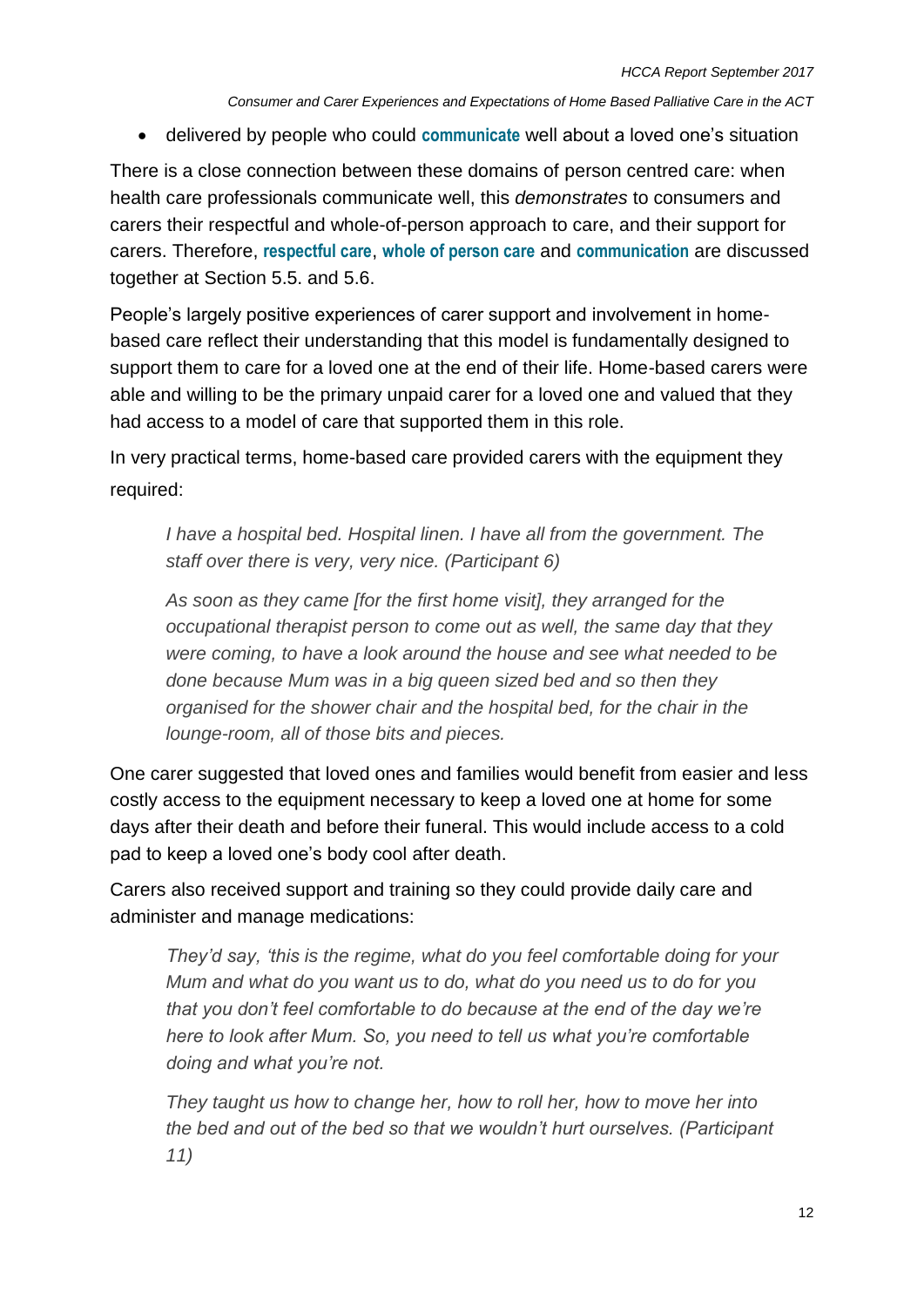- delivered by people who could **communicate** well about a loved one's situation

There is a close connection between these domains of person centred care: when health care professionals communicate well, this *demonstrates* to consumers and carers their respectful and whole-of-person approach to care, and their support for carers. Therefore, **respectful care**, **whole of person care** and **communication** are discussed together at Section 5.5. and 5.6.

People's largely positive experiences of carer support and involvement in home-based care reflect their understanding that this model is fundamentally designed to support them to care for a loved one at the end of their life. Home-based carers were able and willing to be the primary unpaid carer for a loved one and valued that they had access to a model of care that supported them in this role.

In very practical terms, home-based care provided carers with the equipment they required:

> *I have a hospital bed. Hospital linen. I have all from the government. The staff over there is very, very nice. (Participant 6)*
>
> *As soon as they came [for the first home visit], they arranged for the occupational therapist person to come out as well, the same day that they were coming, to have a look around the house and see what needed to be done because Mum was in a big queen sized bed and so then they organised for the shower chair and the hospital bed, for the chair in the lounge-room, all of those bits and pieces.*

One carer suggested that loved ones and families would benefit from easier and less costly access to the equipment necessary to keep a loved one at home for some days after their death and before their funeral. This would include access to a cold pad to keep a loved one's body cool after death.

Carers also received support and training so they could provide daily care and administer and manage medications:

> *They'd say, 'this is the regime, what do you feel comfortable doing for your Mum and what do you want us to do, what do you need us to do for you that you don't feel comfortable to do because at the end of the day we're here to look after Mum. So, you need to tell us what you're comfortable doing and what you're not.*
>
> *They taught us how to change her, how to roll her, how to move her into the bed and out of the bed so that we wouldn't hurt ourselves. (Participant 11)*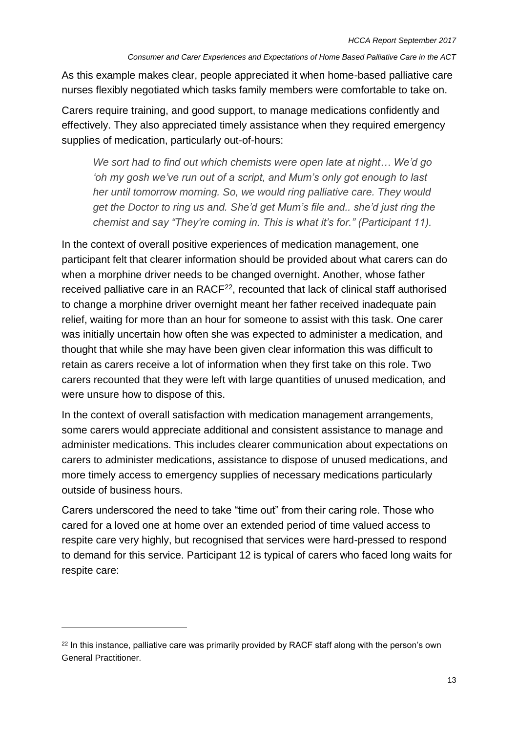As this example makes clear, people appreciated it when home-based palliative care nurses flexibly negotiated which tasks family members were comfortable to take on.

Carers require training, and good support, to manage medications confidently and effectively. They also appreciated timely assistance when they required emergency supplies of medication, particularly out-of-hours:

> *We sort had to find out which chemists were open late at night… We'd go 'oh my gosh we've run out of a script, and Mum's only got enough to last her until tomorrow morning. So, we would ring palliative care. They would get the Doctor to ring us and. She'd get Mum's file and.. she'd just ring the chemist and say "They're coming in. This is what it's for." (Participant 11).*

In the context of overall positive experiences of medication management, one participant felt that clearer information should be provided about what carers can do when a morphine driver needs to be changed overnight. Another, whose father received palliative care in an RACF[22], recounted that lack of clinical staff authorised to change a morphine driver overnight meant her father received inadequate pain relief, waiting for more than an hour for someone to assist with this task. One carer was initially uncertain how often she was expected to administer a medication, and thought that while she may have been given clear information this was difficult to retain as carers receive a lot of information when they first take on this role. Two carers recounted that they were left with large quantities of unused medication, and were unsure how to dispose of this.

In the context of overall satisfaction with medication management arrangements, some carers would appreciate additional and consistent assistance to manage and administer medications. This includes clearer communication about expectations on carers to administer medications, assistance to dispose of unused medications, and more timely access to emergency supplies of necessary medications particularly outside of business hours.

Carers underscored the need to take "time out" from their caring role. Those who cared for a loved one at home over an extended period of time valued access to respite care very highly, but recognised that services were hard-pressed to respond to demand for this service. Participant 12 is typical of carers who faced long waits for respite care:

---

[22] In this instance, palliative care was primarily provided by RACF staff along with the person's own General Practitioner.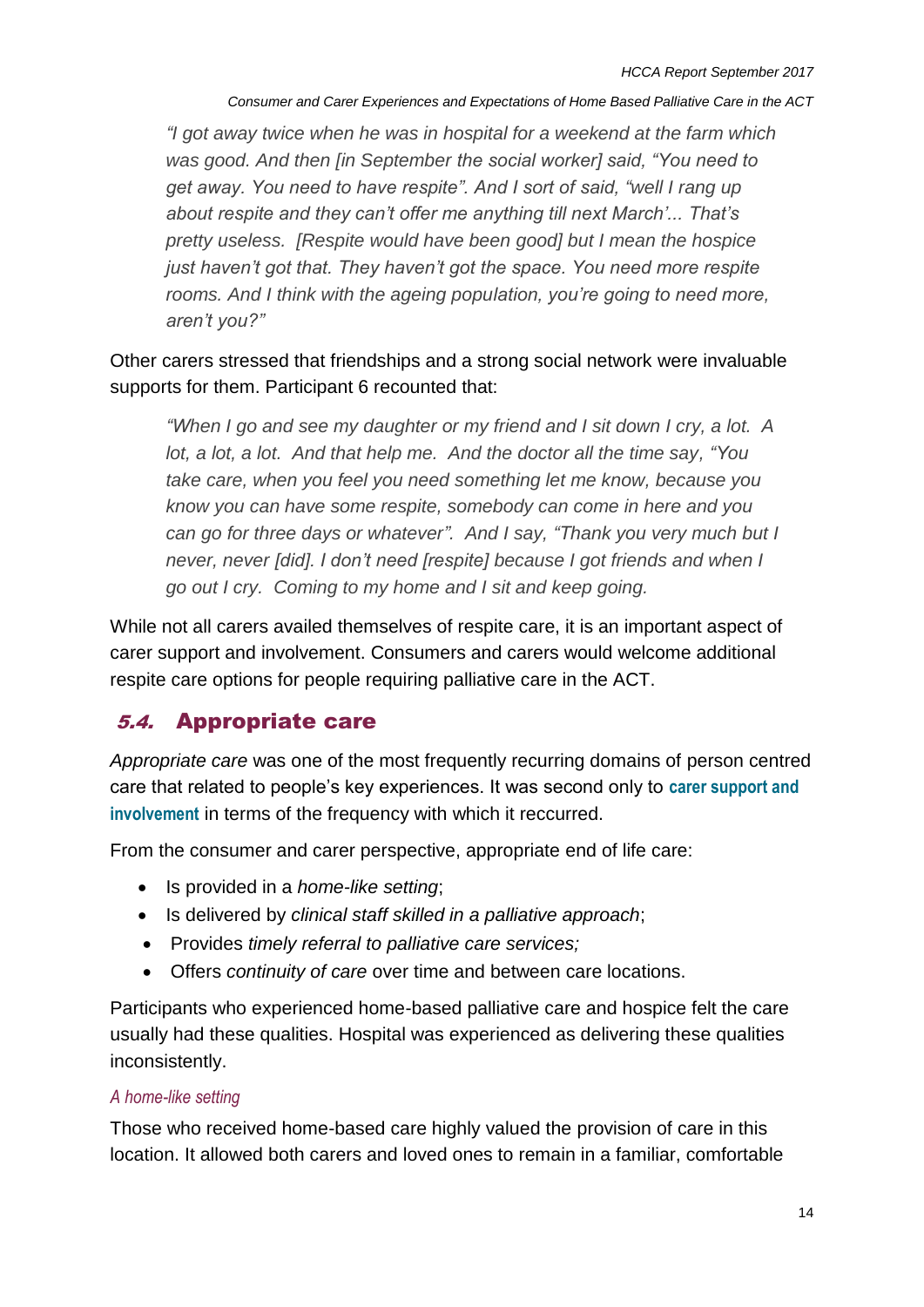> *"I got away twice when he was in hospital for a weekend at the farm which was good. And then [in September the social worker] said, "You need to get away. You need to have respite". And I sort of said, "well I rang up about respite and they can't offer me anything till next March'... That's pretty useless. [Respite would have been good] but I mean the hospice just haven't got that. They haven't got the space. You need more respite rooms. And I think with the ageing population, you're going to need more, aren't you?"*

Other carers stressed that friendships and a strong social network were invaluable supports for them. Participant 6 recounted that:

> *"When I go and see my daughter or my friend and I sit down I cry, a lot. A lot, a lot, a lot. And that help me. And the doctor all the time say, "You take care, when you feel you need something let me know, because you know you can have some respite, somebody can come in here and you can go for three days or whatever". And I say, "Thank you very much but I never, never [did]. I don't need [respite] because I got friends and when I go out I cry. Coming to my home and I sit and keep going.*

While not all carers availed themselves of respite care, it is an important aspect of carer support and involvement. Consumers and carers would welcome additional respite care options for people requiring palliative care in the ACT.

## *5.4.* Appropriate care

*Appropriate care* was one of the most frequently recurring domains of person centred care that related to people's key experiences. It was second only to **carer support and involvement** in terms of the frequency with which it reccurred.

From the consumer and carer perspective, appropriate end of life care:

- Is provided in a *home-like setting*;
- Is delivered by *clinical staff skilled in a palliative approach*;
- Provides *timely referral to palliative care services;*
- Offers *continuity of care* over time and between care locations.

Participants who experienced home-based palliative care and hospice felt the care usually had these qualities. Hospital was experienced as delivering these qualities inconsistently.

### *A home-like setting*

Those who received home-based care highly valued the provision of care in this location. It allowed both carers and loved ones to remain in a familiar, comfortable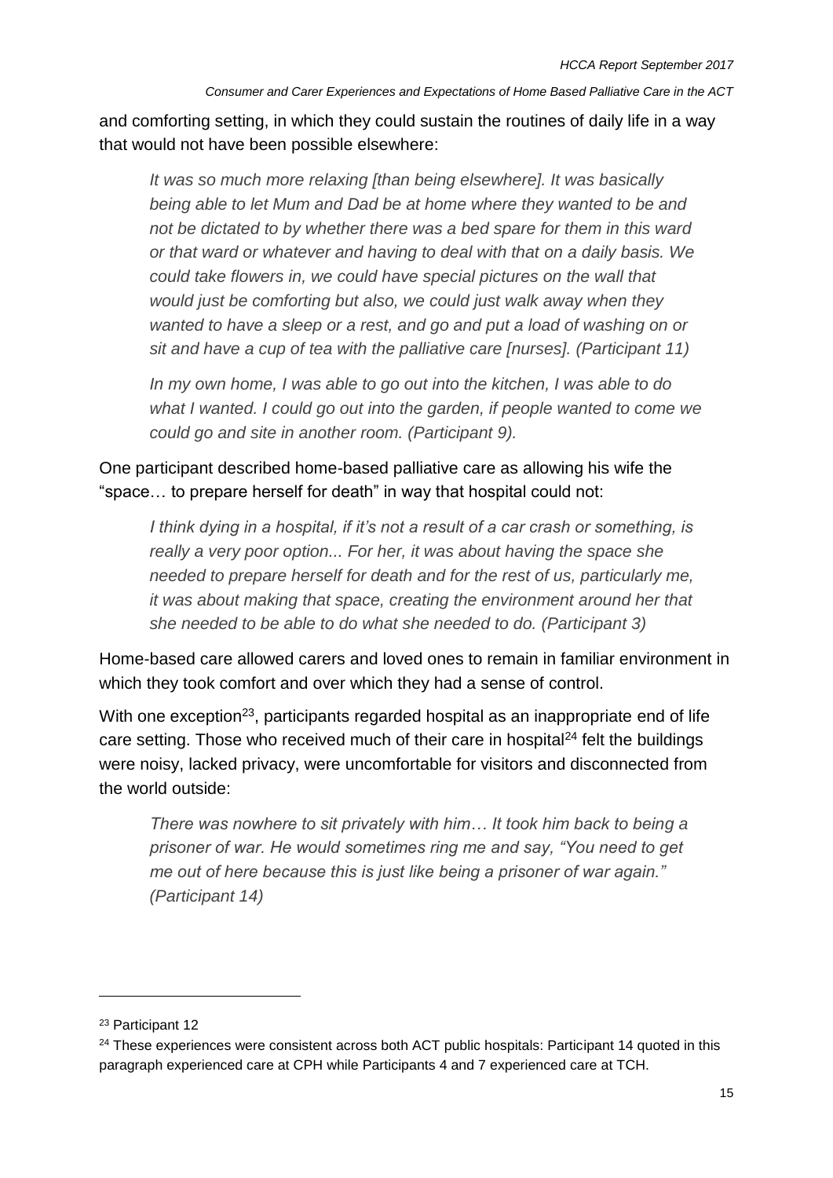and comforting setting, in which they could sustain the routines of daily life in a way that would not have been possible elsewhere:

> *It was so much more relaxing [than being elsewhere]. It was basically being able to let Mum and Dad be at home where they wanted to be and not be dictated to by whether there was a bed spare for them in this ward or that ward or whatever and having to deal with that on a daily basis. We could take flowers in, we could have special pictures on the wall that would just be comforting but also, we could just walk away when they wanted to have a sleep or a rest, and go and put a load of washing on or sit and have a cup of tea with the palliative care [nurses]. (Participant 11)*
>
> *In my own home, I was able to go out into the kitchen, I was able to do what I wanted. I could go out into the garden, if people wanted to come we could go and site in another room. (Participant 9).*

One participant described home-based palliative care as allowing his wife the "space… to prepare herself for death" in way that hospital could not:

> *I think dying in a hospital, if it's not a result of a car crash or something, is really a very poor option... For her, it was about having the space she needed to prepare herself for death and for the rest of us, particularly me, it was about making that space, creating the environment around her that she needed to be able to do what she needed to do. (Participant 3)*

Home-based care allowed carers and loved ones to remain in familiar environment in which they took comfort and over which they had a sense of control.

With one exception[23], participants regarded hospital as an inappropriate end of life care setting. Those who received much of their care in hospital[24] felt the buildings were noisy, lacked privacy, were uncomfortable for visitors and disconnected from the world outside:

> *There was nowhere to sit privately with him… It took him back to being a prisoner of war. He would sometimes ring me and say, "You need to get me out of here because this is just like being a prisoner of war again." (Participant 14)*

---

[23] Participant 12

[24] These experiences were consistent across both ACT public hospitals: Participant 14 quoted in this paragraph experienced care at CPH while Participants 4 and 7 experienced care at TCH.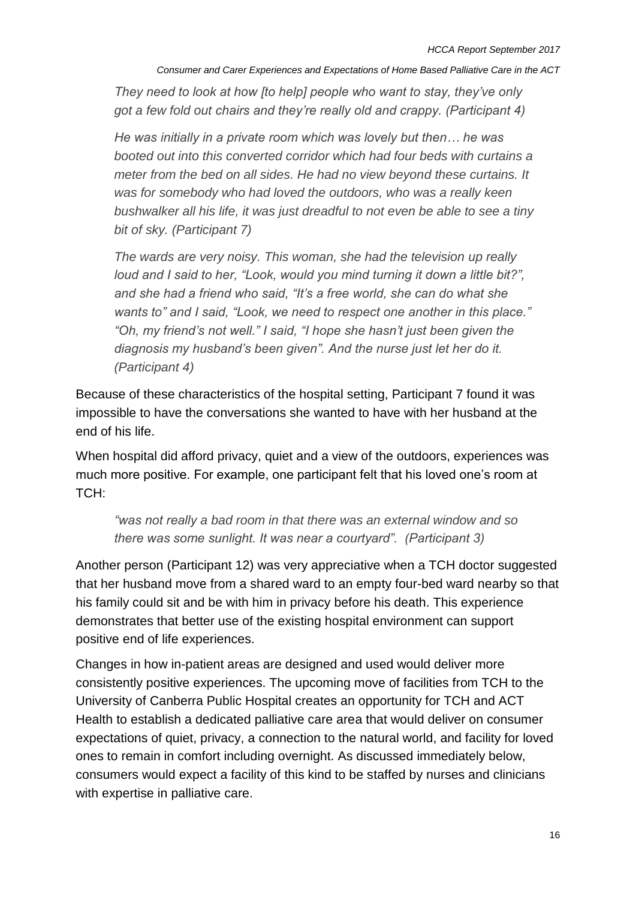*They need to look at how [to help] people who want to stay, they've only got a few fold out chairs and they're really old and crappy. (Participant 4)*

*He was initially in a private room which was lovely but then… he was booted out into this converted corridor which had four beds with curtains a meter from the bed on all sides. He had no view beyond these curtains. It was for somebody who had loved the outdoors, who was a really keen bushwalker all his life, it was just dreadful to not even be able to see a tiny bit of sky. (Participant 7)*

*The wards are very noisy. This woman, she had the television up really loud and I said to her, "Look, would you mind turning it down a little bit?", and she had a friend who said, "It's a free world, she can do what she wants to" and I said, "Look, we need to respect one another in this place." "Oh, my friend's not well." I said, "I hope she hasn't just been given the diagnosis my husband's been given". And the nurse just let her do it. (Participant 4)*

Because of these characteristics of the hospital setting, Participant 7 found it was impossible to have the conversations she wanted to have with her husband at the end of his life.

When hospital did afford privacy, quiet and a view of the outdoors, experiences was much more positive. For example, one participant felt that his loved one's room at TCH:

*"was not really a bad room in that there was an external window and so there was some sunlight. It was near a courtyard". (Participant 3)*

Another person (Participant 12) was very appreciative when a TCH doctor suggested that her husband move from a shared ward to an empty four-bed ward nearby so that his family could sit and be with him in privacy before his death. This experience demonstrates that better use of the existing hospital environment can support positive end of life experiences.

Changes in how in-patient areas are designed and used would deliver more consistently positive experiences. The upcoming move of facilities from TCH to the University of Canberra Public Hospital creates an opportunity for TCH and ACT Health to establish a dedicated palliative care area that would deliver on consumer expectations of quiet, privacy, a connection to the natural world, and facility for loved ones to remain in comfort including overnight. As discussed immediately below, consumers would expect a facility of this kind to be staffed by nurses and clinicians with expertise in palliative care.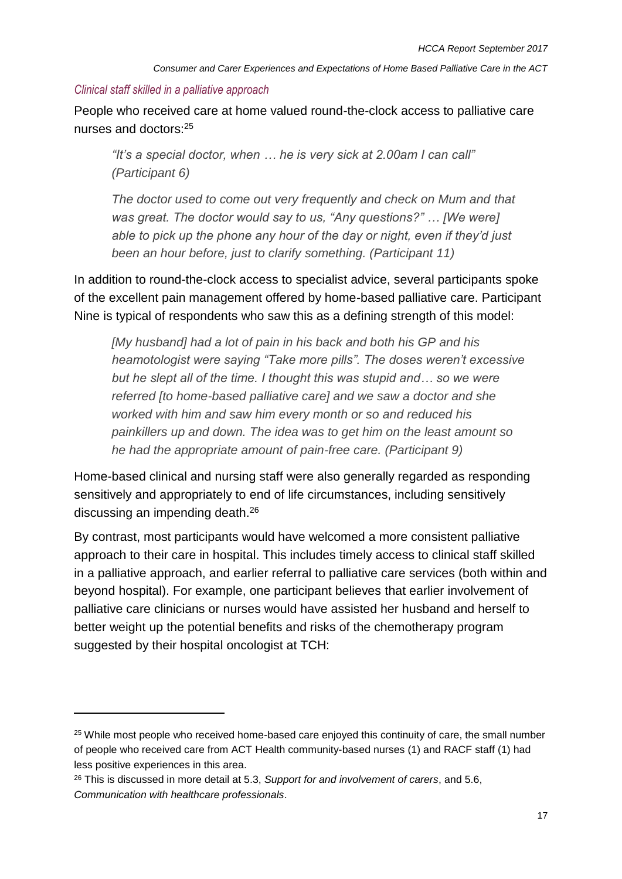### *Clinical staff skilled in a palliative approach*

People who received care at home valued round-the-clock access to palliative care nurses and doctors:[25]

> *"It's a special doctor, when … he is very sick at 2.00am I can call" (Participant 6)*
>
> *The doctor used to come out very frequently and check on Mum and that was great. The doctor would say to us, "Any questions?" … [We were] able to pick up the phone any hour of the day or night, even if they'd just been an hour before, just to clarify something. (Participant 11)*

In addition to round-the-clock access to specialist advice, several participants spoke of the excellent pain management offered by home-based palliative care. Participant Nine is typical of respondents who saw this as a defining strength of this model:

> *[My husband] had a lot of pain in his back and both his GP and his heamotologist were saying "Take more pills". The doses weren't excessive but he slept all of the time. I thought this was stupid and… so we were referred [to home-based palliative care] and we saw a doctor and she worked with him and saw him every month or so and reduced his painkillers up and down. The idea was to get him on the least amount so he had the appropriate amount of pain-free care. (Participant 9)*

Home-based clinical and nursing staff were also generally regarded as responding sensitively and appropriately to end of life circumstances, including sensitively discussing an impending death.[26]

By contrast, most participants would have welcomed a more consistent palliative approach to their care in hospital. This includes timely access to clinical staff skilled in a palliative approach, and earlier referral to palliative care services (both within and beyond hospital). For example, one participant believes that earlier involvement of palliative care clinicians or nurses would have assisted her husband and herself to better weight up the potential benefits and risks of the chemotherapy program suggested by their hospital oncologist at TCH:

---

[25] While most people who received home-based care enjoyed this continuity of care, the small number of people who received care from ACT Health community-based nurses (1) and RACF staff (1) had less positive experiences in this area.

[26] This is discussed in more detail at 5.3, *Support for and involvement of carers*, and 5.6, *Communication with healthcare professionals*.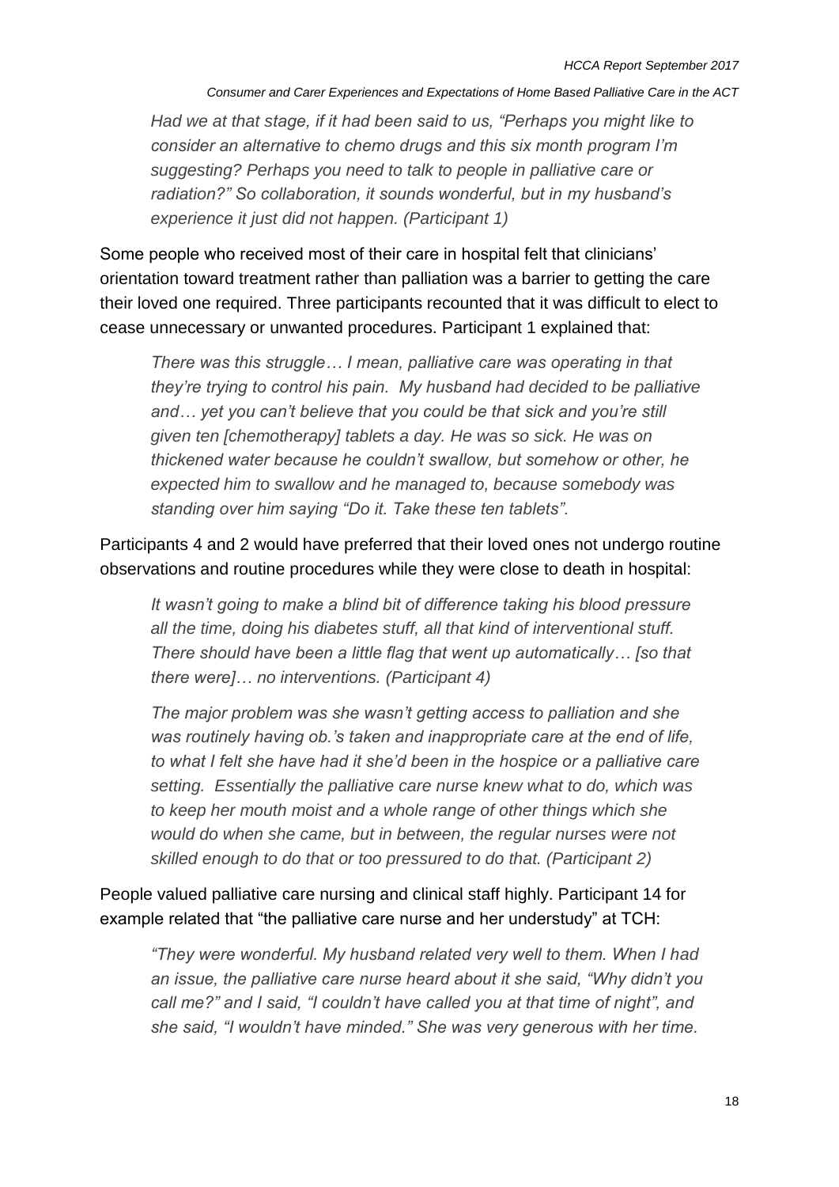> *Had we at that stage, if it had been said to us, "Perhaps you might like to consider an alternative to chemo drugs and this six month program I'm suggesting? Perhaps you need to talk to people in palliative care or radiation?" So collaboration, it sounds wonderful, but in my husband's experience it just did not happen. (Participant 1)*

Some people who received most of their care in hospital felt that clinicians' orientation toward treatment rather than palliation was a barrier to getting the care their loved one required. Three participants recounted that it was difficult to elect to cease unnecessary or unwanted procedures. Participant 1 explained that:

> *There was this struggle… I mean, palliative care was operating in that they're trying to control his pain. My husband had decided to be palliative and… yet you can't believe that you could be that sick and you're still given ten [chemotherapy] tablets a day. He was so sick. He was on thickened water because he couldn't swallow, but somehow or other, he expected him to swallow and he managed to, because somebody was standing over him saying "Do it. Take these ten tablets".*

Participants 4 and 2 would have preferred that their loved ones not undergo routine observations and routine procedures while they were close to death in hospital:

> *It wasn't going to make a blind bit of difference taking his blood pressure all the time, doing his diabetes stuff, all that kind of interventional stuff. There should have been a little flag that went up automatically… [so that there were]… no interventions. (Participant 4)*

> *The major problem was she wasn't getting access to palliation and she was routinely having ob.'s taken and inappropriate care at the end of life, to what I felt she have had it she'd been in the hospice or a palliative care setting. Essentially the palliative care nurse knew what to do, which was to keep her mouth moist and a whole range of other things which she would do when she came, but in between, the regular nurses were not skilled enough to do that or too pressured to do that. (Participant 2)*

People valued palliative care nursing and clinical staff highly. Participant 14 for example related that "the palliative care nurse and her understudy" at TCH:

> *"They were wonderful. My husband related very well to them. When I had an issue, the palliative care nurse heard about it she said, "Why didn't you call me?" and I said, "I couldn't have called you at that time of night", and she said, "I wouldn't have minded." She was very generous with her time.*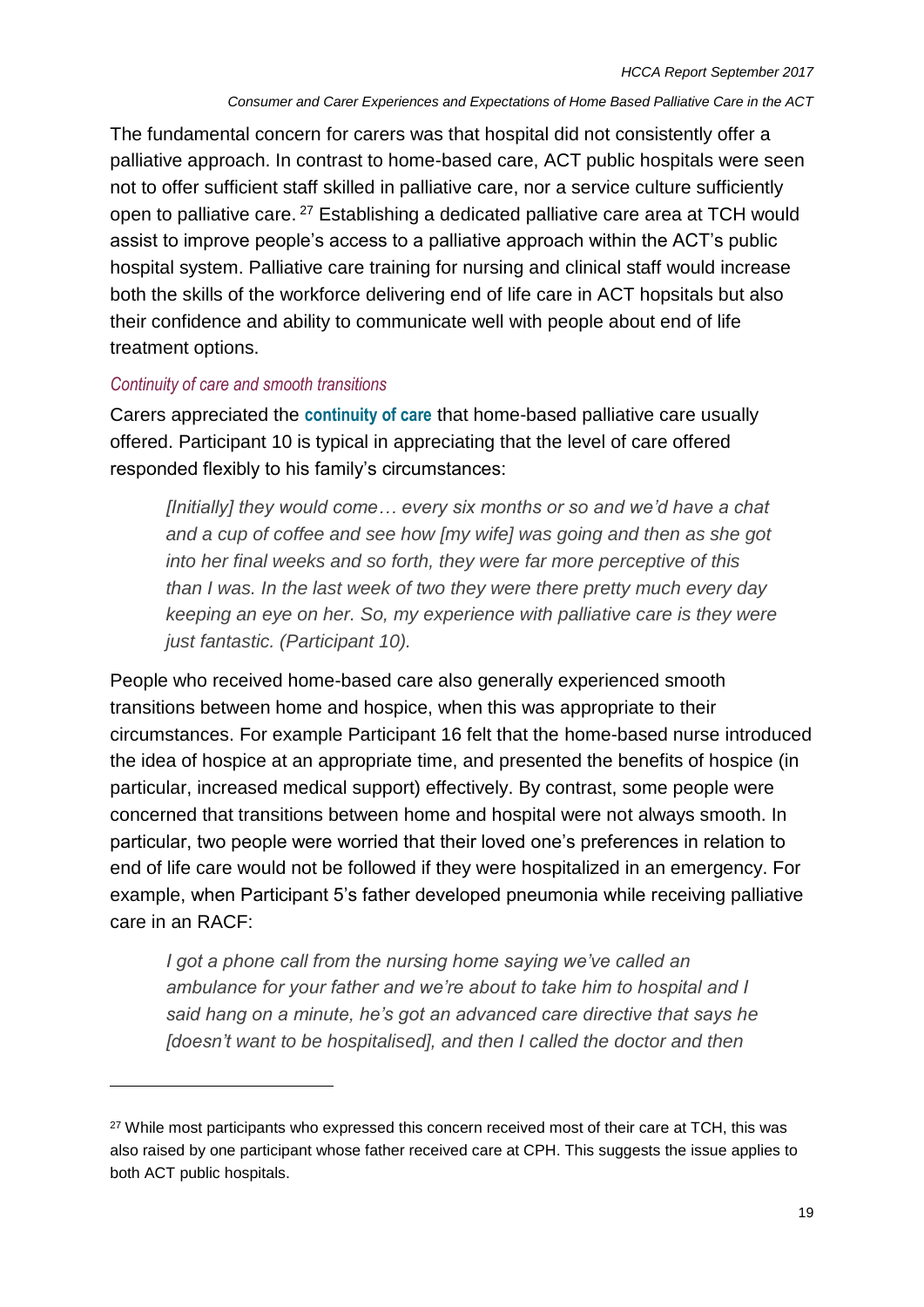The fundamental concern for carers was that hospital did not consistently offer a palliative approach. In contrast to home-based care, ACT public hospitals were seen not to offer sufficient staff skilled in palliative care, nor a service culture sufficiently open to palliative care. [27] Establishing a dedicated palliative care area at TCH would assist to improve people's access to a palliative approach within the ACT's public hospital system. Palliative care training for nursing and clinical staff would increase both the skills of the workforce delivering end of life care in ACT hopsitals but also their confidence and ability to communicate well with people about end of life treatment options.

### *Continuity of care and smooth transitions*

Carers appreciated the **continuity of care** that home-based palliative care usually offered. Participant 10 is typical in appreciating that the level of care offered responded flexibly to his family's circumstances:

> *[Initially] they would come… every six months or so and we'd have a chat and a cup of coffee and see how [my wife] was going and then as she got into her final weeks and so forth, they were far more perceptive of this than I was. In the last week of two they were there pretty much every day keeping an eye on her. So, my experience with palliative care is they were just fantastic. (Participant 10).*

People who received home-based care also generally experienced smooth transitions between home and hospice, when this was appropriate to their circumstances. For example Participant 16 felt that the home-based nurse introduced the idea of hospice at an appropriate time, and presented the benefits of hospice (in particular, increased medical support) effectively. By contrast, some people were concerned that transitions between home and hospital were not always smooth. In particular, two people were worried that their loved one's preferences in relation to end of life care would not be followed if they were hospitalized in an emergency. For example, when Participant 5's father developed pneumonia while receiving palliative care in an RACF:

> *I got a phone call from the nursing home saying we've called an ambulance for your father and we're about to take him to hospital and I said hang on a minute, he's got an advanced care directive that says he [doesn't want to be hospitalised], and then I called the doctor and then*

[27] While most participants who expressed this concern received most of their care at TCH, this was also raised by one participant whose father received care at CPH. This suggests the issue applies to both ACT public hospitals.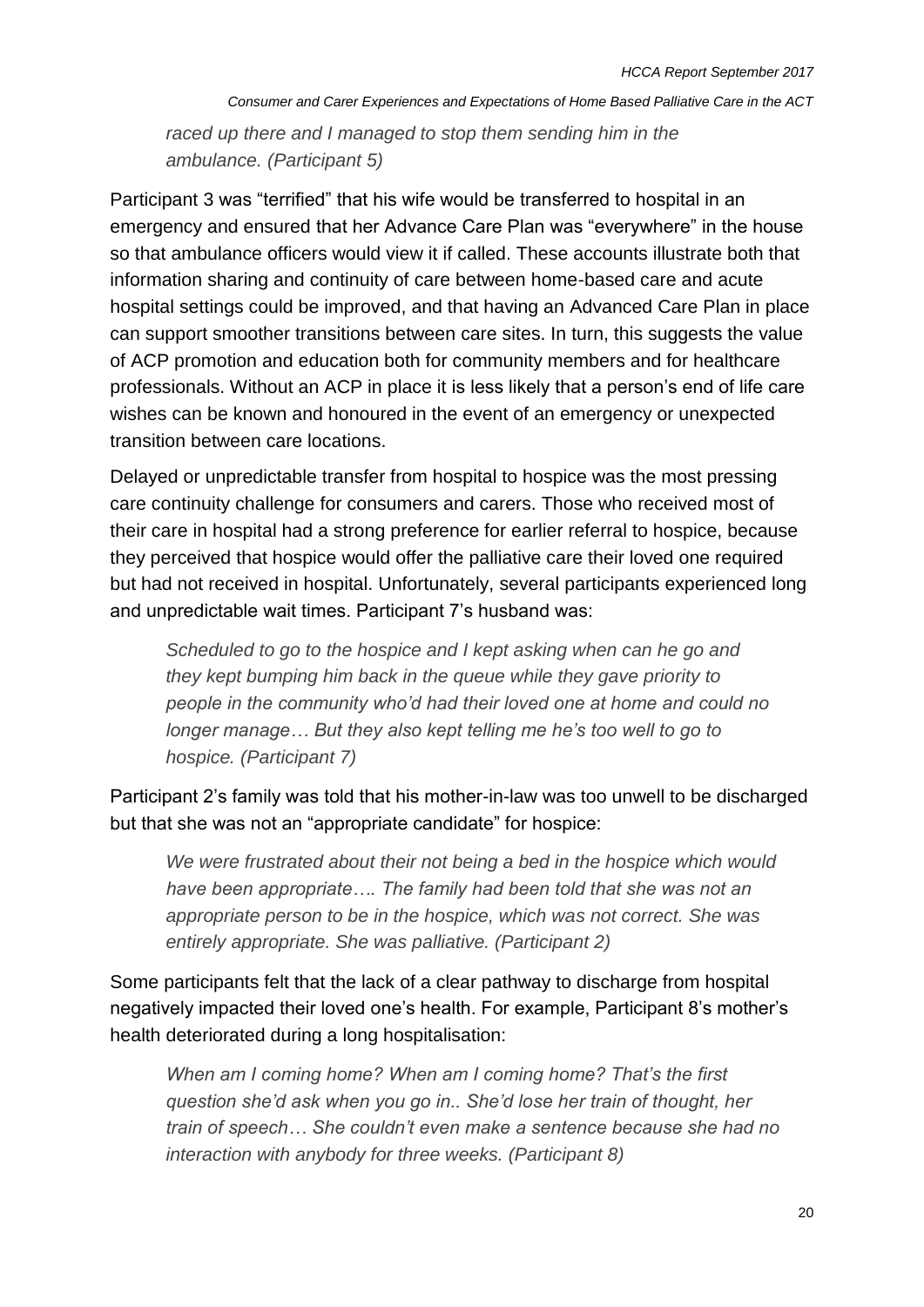> *raced up there and I managed to stop them sending him in the ambulance. (Participant 5)*

Participant 3 was "terrified" that his wife would be transferred to hospital in an emergency and ensured that her Advance Care Plan was "everywhere" in the house so that ambulance officers would view it if called. These accounts illustrate both that information sharing and continuity of care between home-based care and acute hospital settings could be improved, and that having an Advanced Care Plan in place can support smoother transitions between care sites. In turn, this suggests the value of ACP promotion and education both for community members and for healthcare professionals. Without an ACP in place it is less likely that a person's end of life care wishes can be known and honoured in the event of an emergency or unexpected transition between care locations.

Delayed or unpredictable transfer from hospital to hospice was the most pressing care continuity challenge for consumers and carers. Those who received most of their care in hospital had a strong preference for earlier referral to hospice, because they perceived that hospice would offer the palliative care their loved one required but had not received in hospital. Unfortunately, several participants experienced long and unpredictable wait times. Participant 7's husband was:

> *Scheduled to go to the hospice and I kept asking when can he go and they kept bumping him back in the queue while they gave priority to people in the community who'd had their loved one at home and could no longer manage… But they also kept telling me he's too well to go to hospice. (Participant 7)*

Participant 2's family was told that his mother-in-law was too unwell to be discharged but that she was not an "appropriate candidate" for hospice:

> *We were frustrated about their not being a bed in the hospice which would have been appropriate…. The family had been told that she was not an appropriate person to be in the hospice, which was not correct. She was entirely appropriate. She was palliative. (Participant 2)*

Some participants felt that the lack of a clear pathway to discharge from hospital negatively impacted their loved one's health. For example, Participant 8's mother's health deteriorated during a long hospitalisation:

> *When am I coming home? When am I coming home? That's the first question she'd ask when you go in.. She'd lose her train of thought, her train of speech… She couldn't even make a sentence because she had no interaction with anybody for three weeks. (Participant 8)*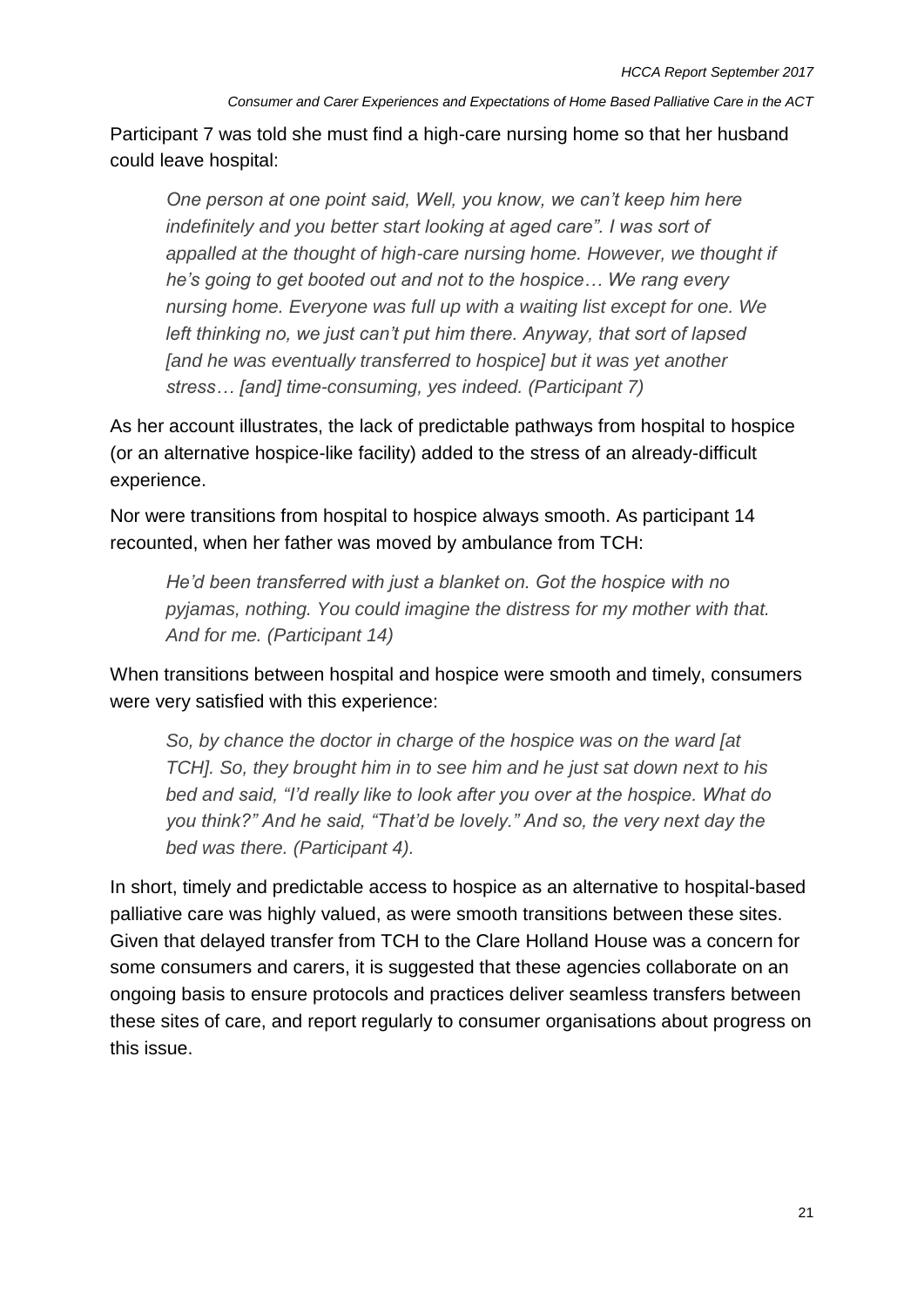Participant 7 was told she must find a high-care nursing home so that her husband could leave hospital:

> *One person at one point said, Well, you know, we can't keep him here indefinitely and you better start looking at aged care". I was sort of appalled at the thought of high-care nursing home. However, we thought if he's going to get booted out and not to the hospice… We rang every nursing home. Everyone was full up with a waiting list except for one. We left thinking no, we just can't put him there. Anyway, that sort of lapsed [and he was eventually transferred to hospice] but it was yet another stress… [and] time-consuming, yes indeed. (Participant 7)*

As her account illustrates, the lack of predictable pathways from hospital to hospice (or an alternative hospice-like facility) added to the stress of an already-difficult experience.

Nor were transitions from hospital to hospice always smooth. As participant 14 recounted, when her father was moved by ambulance from TCH:

> *He'd been transferred with just a blanket on. Got the hospice with no pyjamas, nothing. You could imagine the distress for my mother with that. And for me. (Participant 14)*

When transitions between hospital and hospice were smooth and timely, consumers were very satisfied with this experience:

> *So, by chance the doctor in charge of the hospice was on the ward [at TCH]. So, they brought him in to see him and he just sat down next to his bed and said, "I'd really like to look after you over at the hospice. What do you think?" And he said, "That'd be lovely." And so, the very next day the bed was there. (Participant 4).*

In short, timely and predictable access to hospice as an alternative to hospital-based palliative care was highly valued, as were smooth transitions between these sites. Given that delayed transfer from TCH to the Clare Holland House was a concern for some consumers and carers, it is suggested that these agencies collaborate on an ongoing basis to ensure protocols and practices deliver seamless transfers between these sites of care, and report regularly to consumer organisations about progress on this issue.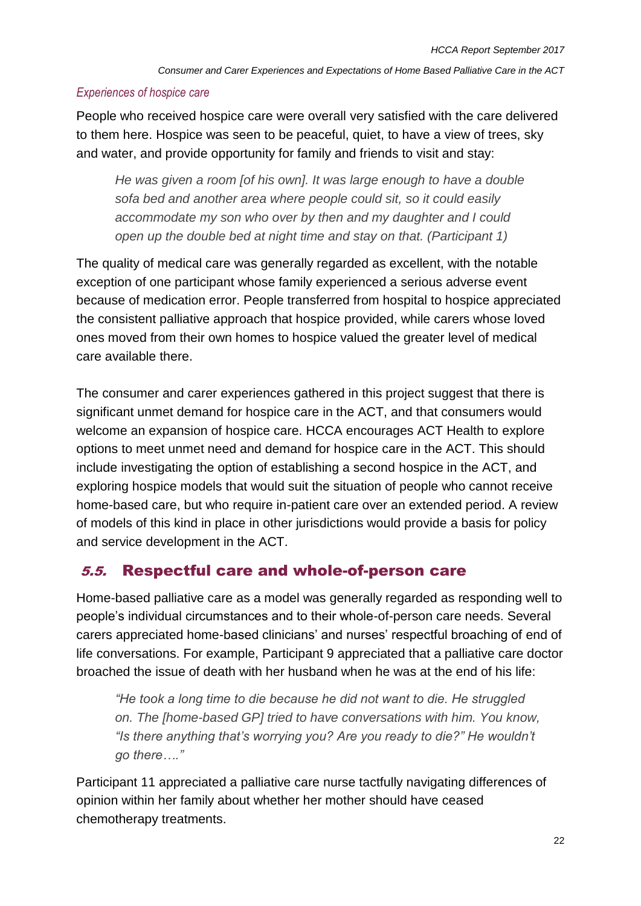### *Experiences of hospice care*

People who received hospice care were overall very satisfied with the care delivered to them here. Hospice was seen to be peaceful, quiet, to have a view of trees, sky and water, and provide opportunity for family and friends to visit and stay:

> *He was given a room [of his own]. It was large enough to have a double sofa bed and another area where people could sit, so it could easily accommodate my son who over by then and my daughter and I could open up the double bed at night time and stay on that. (Participant 1)*

The quality of medical care was generally regarded as excellent, with the notable exception of one participant whose family experienced a serious adverse event because of medication error. People transferred from hospital to hospice appreciated the consistent palliative approach that hospice provided, while carers whose loved ones moved from their own homes to hospice valued the greater level of medical care available there.

The consumer and carer experiences gathered in this project suggest that there is significant unmet demand for hospice care in the ACT, and that consumers would welcome an expansion of hospice care. HCCA encourages ACT Health to explore options to meet unmet need and demand for hospice care in the ACT. This should include investigating the option of establishing a second hospice in the ACT, and exploring hospice models that would suit the situation of people who cannot receive home-based care, but who require in-patient care over an extended period. A review of models of this kind in place in other jurisdictions would provide a basis for policy and service development in the ACT.

## 5.5. Respectful care and whole-of-person care

Home-based palliative care as a model was generally regarded as responding well to people's individual circumstances and to their whole-of-person care needs. Several carers appreciated home-based clinicians' and nurses' respectful broaching of end of life conversations. For example, Participant 9 appreciated that a palliative care doctor broached the issue of death with her husband when he was at the end of his life:

> *"He took a long time to die because he did not want to die. He struggled on. The [home-based GP] tried to have conversations with him. You know, "Is there anything that's worrying you? Are you ready to die?" He wouldn't go there…."*

Participant 11 appreciated a palliative care nurse tactfully navigating differences of opinion within her family about whether her mother should have ceased chemotherapy treatments.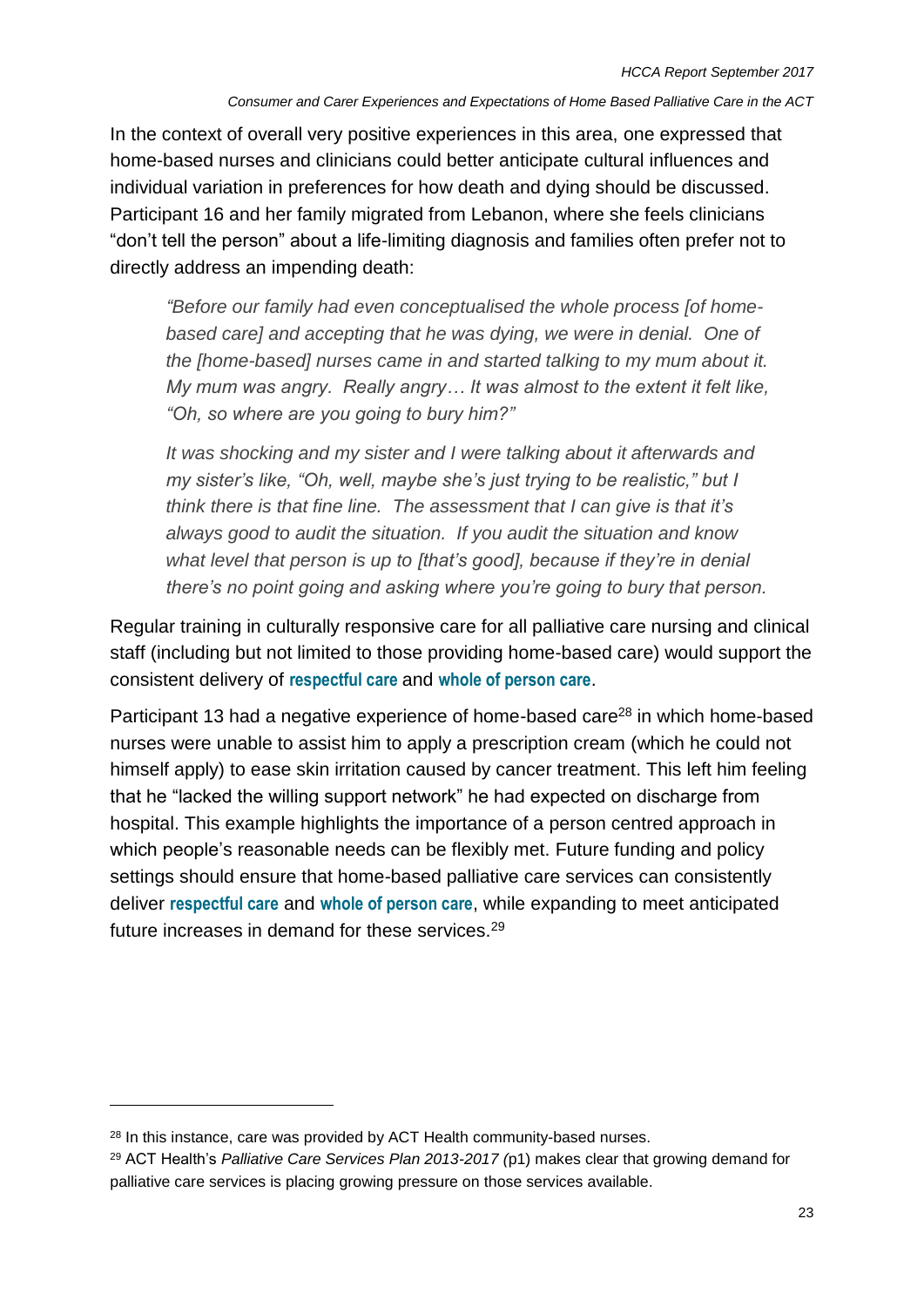In the context of overall very positive experiences in this area, one expressed that home-based nurses and clinicians could better anticipate cultural influences and individual variation in preferences for how death and dying should be discussed. Participant 16 and her family migrated from Lebanon, where she feels clinicians "don't tell the person" about a life-limiting diagnosis and families often prefer not to directly address an impending death:

> *"Before our family had even conceptualised the whole process [of home-based care] and accepting that he was dying, we were in denial. One of the [home-based] nurses came in and started talking to my mum about it. My mum was angry. Really angry… It was almost to the extent it felt like, "Oh, so where are you going to bury him?"*
>
> *It was shocking and my sister and I were talking about it afterwards and my sister's like, "Oh, well, maybe she's just trying to be realistic," but I think there is that fine line. The assessment that I can give is that it's always good to audit the situation. If you audit the situation and know what level that person is up to [that's good], because if they're in denial there's no point going and asking where you're going to bury that person.*

Regular training in culturally responsive care for all palliative care nursing and clinical staff (including but not limited to those providing home-based care) would support the consistent delivery of **respectful care** and **whole of person care**.

Participant 13 had a negative experience of home-based care[28] in which home-based nurses were unable to assist him to apply a prescription cream (which he could not himself apply) to ease skin irritation caused by cancer treatment. This left him feeling that he "lacked the willing support network" he had expected on discharge from hospital. This example highlights the importance of a person centred approach in which people's reasonable needs can be flexibly met. Future funding and policy settings should ensure that home-based palliative care services can consistently deliver **respectful care** and **whole of person care**, while expanding to meet anticipated future increases in demand for these services.[29]

---

[28] In this instance, care was provided by ACT Health community-based nurses.

[29] ACT Health's *Palliative Care Services Plan 2013-2017 (*p1) makes clear that growing demand for palliative care services is placing growing pressure on those services available.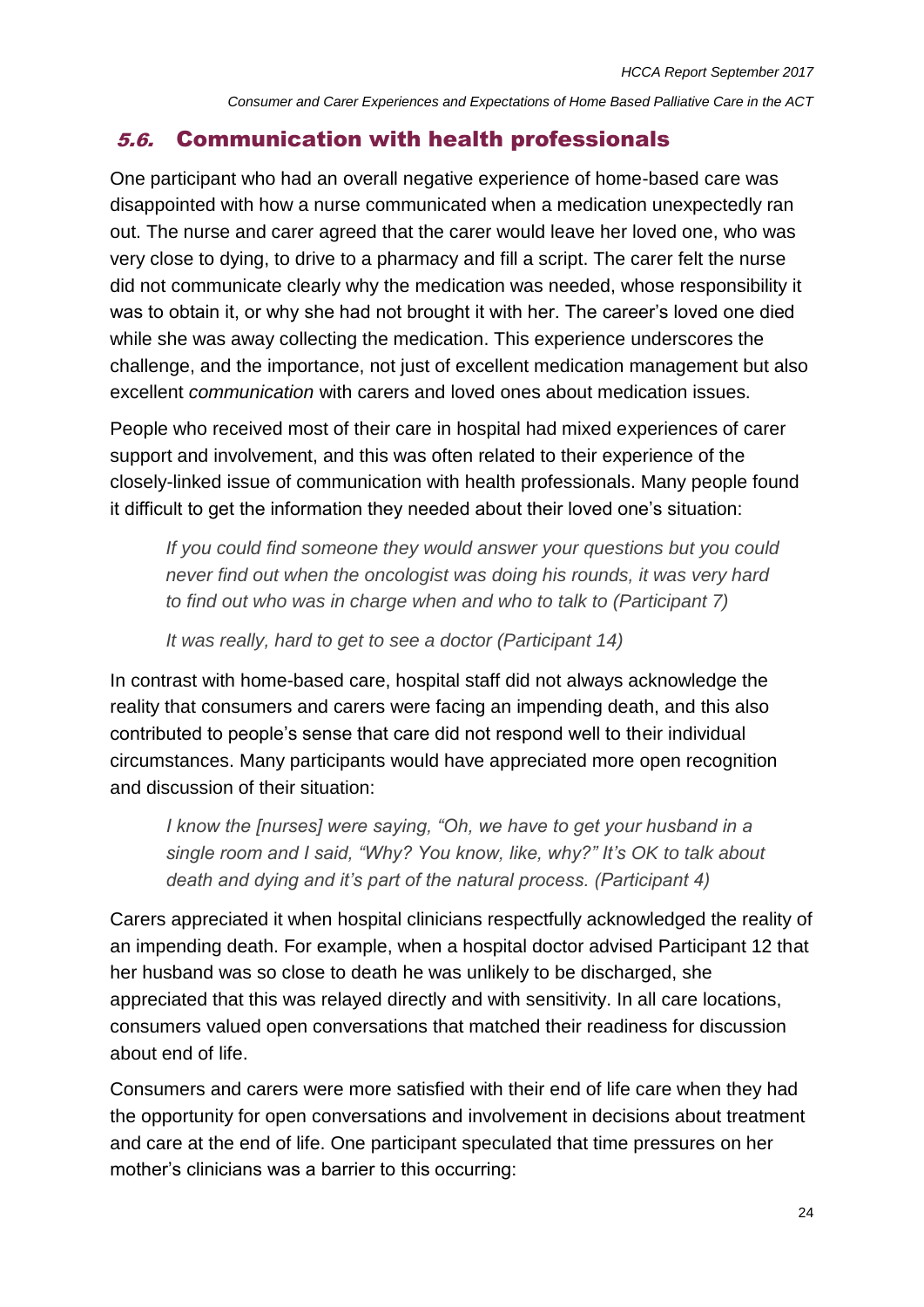## 5.6. Communication with health professionals

One participant who had an overall negative experience of home-based care was disappointed with how a nurse communicated when a medication unexpectedly ran out. The nurse and carer agreed that the carer would leave her loved one, who was very close to dying, to drive to a pharmacy and fill a script. The carer felt the nurse did not communicate clearly why the medication was needed, whose responsibility it was to obtain it, or why she had not brought it with her. The career's loved one died while she was away collecting the medication. This experience underscores the challenge, and the importance, not just of excellent medication management but also excellent *communication* with carers and loved ones about medication issues.

People who received most of their care in hospital had mixed experiences of carer support and involvement, and this was often related to their experience of the closely-linked issue of communication with health professionals. Many people found it difficult to get the information they needed about their loved one's situation:

> *If you could find someone they would answer your questions but you could never find out when the oncologist was doing his rounds, it was very hard to find out who was in charge when and who to talk to (Participant 7)*
>
> *It was really, hard to get to see a doctor (Participant 14)*

In contrast with home-based care, hospital staff did not always acknowledge the reality that consumers and carers were facing an impending death, and this also contributed to people's sense that care did not respond well to their individual circumstances. Many participants would have appreciated more open recognition and discussion of their situation:

> *I know the [nurses] were saying, "Oh, we have to get your husband in a single room and I said, "Why? You know, like, why?" It's OK to talk about death and dying and it's part of the natural process. (Participant 4)*

Carers appreciated it when hospital clinicians respectfully acknowledged the reality of an impending death. For example, when a hospital doctor advised Participant 12 that her husband was so close to death he was unlikely to be discharged, she appreciated that this was relayed directly and with sensitivity. In all care locations, consumers valued open conversations that matched their readiness for discussion about end of life.

Consumers and carers were more satisfied with their end of life care when they had the opportunity for open conversations and involvement in decisions about treatment and care at the end of life. One participant speculated that time pressures on her mother's clinicians was a barrier to this occurring: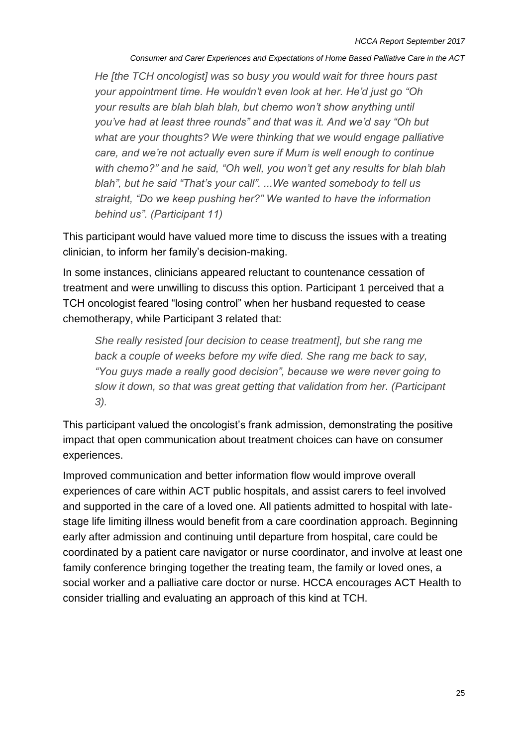> *He [the TCH oncologist] was so busy you would wait for three hours past your appointment time. He wouldn't even look at her. He'd just go "Oh your results are blah blah blah, but chemo won't show anything until you've had at least three rounds" and that was it. And we'd say "Oh but what are your thoughts? We were thinking that we would engage palliative care, and we're not actually even sure if Mum is well enough to continue with chemo?" and he said, "Oh well, you won't get any results for blah blah blah", but he said "That's your call". ...We wanted somebody to tell us straight, "Do we keep pushing her?" We wanted to have the information behind us". (Participant 11)*

This participant would have valued more time to discuss the issues with a treating clinician, to inform her family's decision-making.

In some instances, clinicians appeared reluctant to countenance cessation of treatment and were unwilling to discuss this option. Participant 1 perceived that a TCH oncologist feared "losing control" when her husband requested to cease chemotherapy, while Participant 3 related that:

> *She really resisted [our decision to cease treatment], but she rang me back a couple of weeks before my wife died. She rang me back to say, "You guys made a really good decision", because we were never going to slow it down, so that was great getting that validation from her. (Participant 3).*

This participant valued the oncologist's frank admission, demonstrating the positive impact that open communication about treatment choices can have on consumer experiences.

Improved communication and better information flow would improve overall experiences of care within ACT public hospitals, and assist carers to feel involved and supported in the care of a loved one. All patients admitted to hospital with late-stage life limiting illness would benefit from a care coordination approach. Beginning early after admission and continuing until departure from hospital, care could be coordinated by a patient care navigator or nurse coordinator, and involve at least one family conference bringing together the treating team, the family or loved ones, a social worker and a palliative care doctor or nurse. HCCA encourages ACT Health to consider trialling and evaluating an approach of this kind at TCH.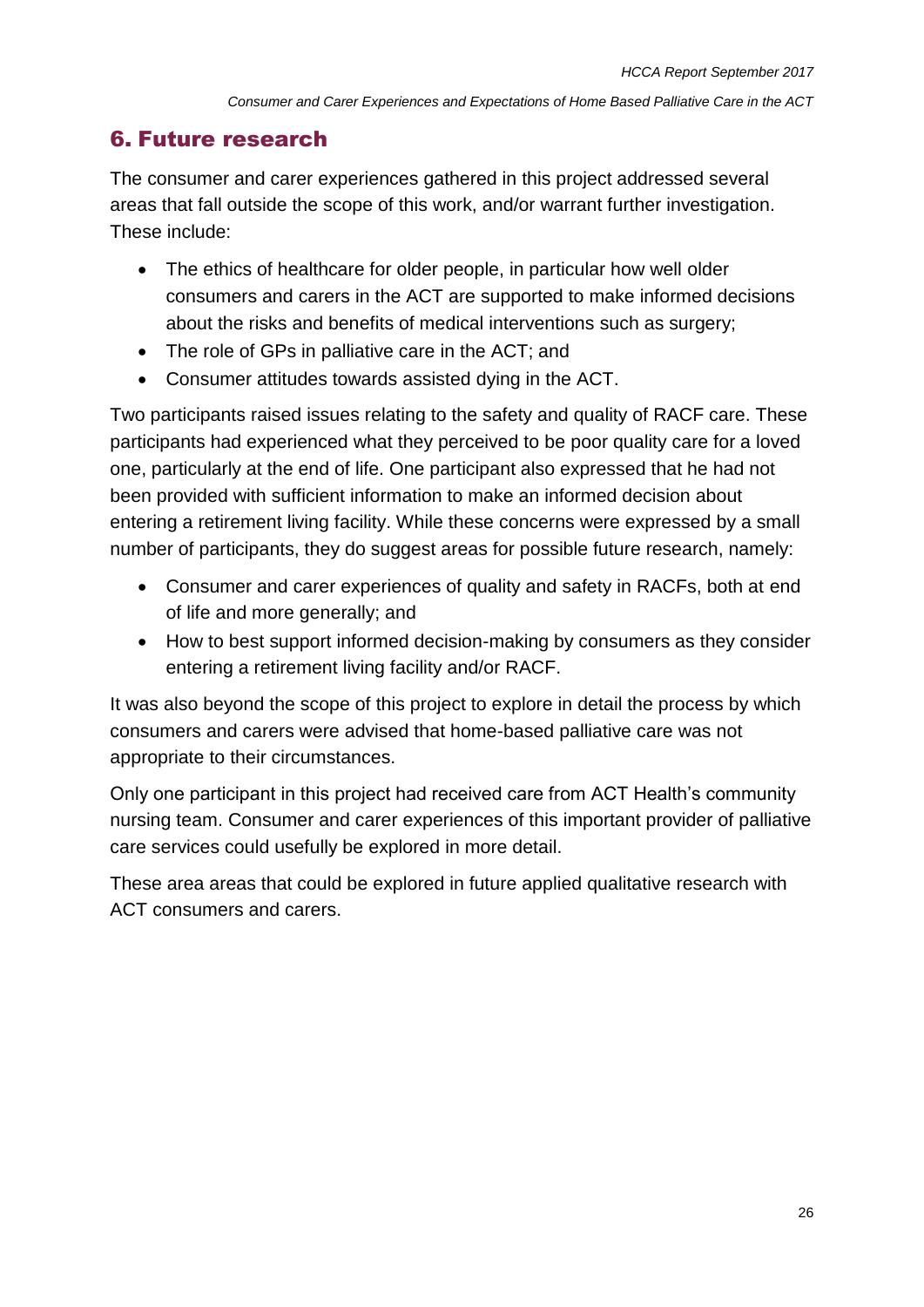## 6. Future research

The consumer and carer experiences gathered in this project addressed several areas that fall outside the scope of this work, and/or warrant further investigation. These include:

- The ethics of healthcare for older people, in particular how well older consumers and carers in the ACT are supported to make informed decisions about the risks and benefits of medical interventions such as surgery;
- The role of GPs in palliative care in the ACT; and
- Consumer attitudes towards assisted dying in the ACT.

Two participants raised issues relating to the safety and quality of RACF care. These participants had experienced what they perceived to be poor quality care for a loved one, particularly at the end of life. One participant also expressed that he had not been provided with sufficient information to make an informed decision about entering a retirement living facility. While these concerns were expressed by a small number of participants, they do suggest areas for possible future research, namely:

- Consumer and carer experiences of quality and safety in RACFs, both at end of life and more generally; and
- How to best support informed decision-making by consumers as they consider entering a retirement living facility and/or RACF.

It was also beyond the scope of this project to explore in detail the process by which consumers and carers were advised that home-based palliative care was not appropriate to their circumstances.

Only one participant in this project had received care from ACT Health's community nursing team. Consumer and carer experiences of this important provider of palliative care services could usefully be explored in more detail.

These area areas that could be explored in future applied qualitative research with ACT consumers and carers.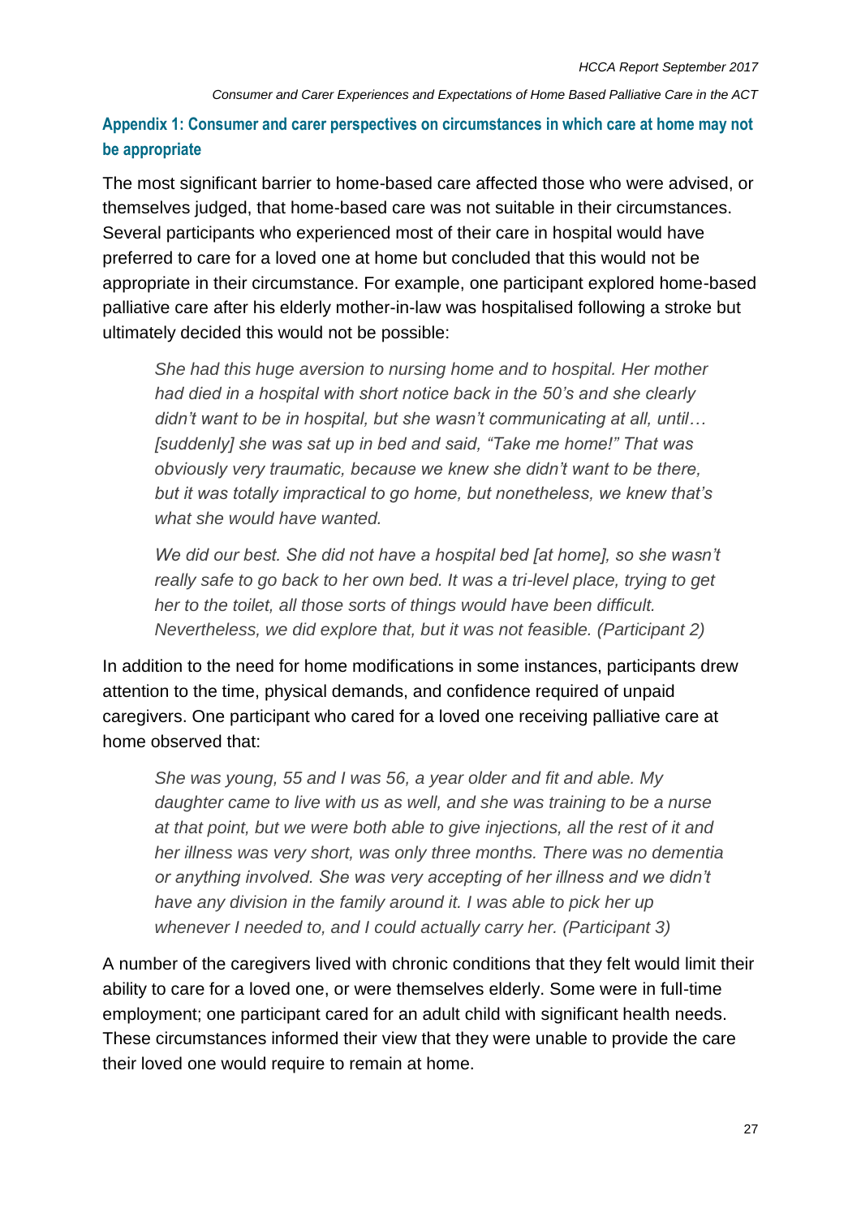## Appendix 1: Consumer and carer perspectives on circumstances in which care at home may not be appropriate

The most significant barrier to home-based care affected those who were advised, or themselves judged, that home-based care was not suitable in their circumstances. Several participants who experienced most of their care in hospital would have preferred to care for a loved one at home but concluded that this would not be appropriate in their circumstance. For example, one participant explored home-based palliative care after his elderly mother-in-law was hospitalised following a stroke but ultimately decided this would not be possible:

> *She had this huge aversion to nursing home and to hospital. Her mother had died in a hospital with short notice back in the 50's and she clearly didn't want to be in hospital, but she wasn't communicating at all, until… [suddenly] she was sat up in bed and said, "Take me home!" That was obviously very traumatic, because we knew she didn't want to be there, but it was totally impractical to go home, but nonetheless, we knew that's what she would have wanted.*
>
> *We did our best. She did not have a hospital bed [at home], so she wasn't really safe to go back to her own bed. It was a tri-level place, trying to get her to the toilet, all those sorts of things would have been difficult. Nevertheless, we did explore that, but it was not feasible. (Participant 2)*

In addition to the need for home modifications in some instances, participants drew attention to the time, physical demands, and confidence required of unpaid caregivers. One participant who cared for a loved one receiving palliative care at home observed that:

> *She was young, 55 and I was 56, a year older and fit and able. My daughter came to live with us as well, and she was training to be a nurse at that point, but we were both able to give injections, all the rest of it and her illness was very short, was only three months. There was no dementia or anything involved. She was very accepting of her illness and we didn't have any division in the family around it. I was able to pick her up whenever I needed to, and I could actually carry her. (Participant 3)*

A number of the caregivers lived with chronic conditions that they felt would limit their ability to care for a loved one, or were themselves elderly. Some were in full-time employment; one participant cared for an adult child with significant health needs. These circumstances informed their view that they were unable to provide the care their loved one would require to remain at home.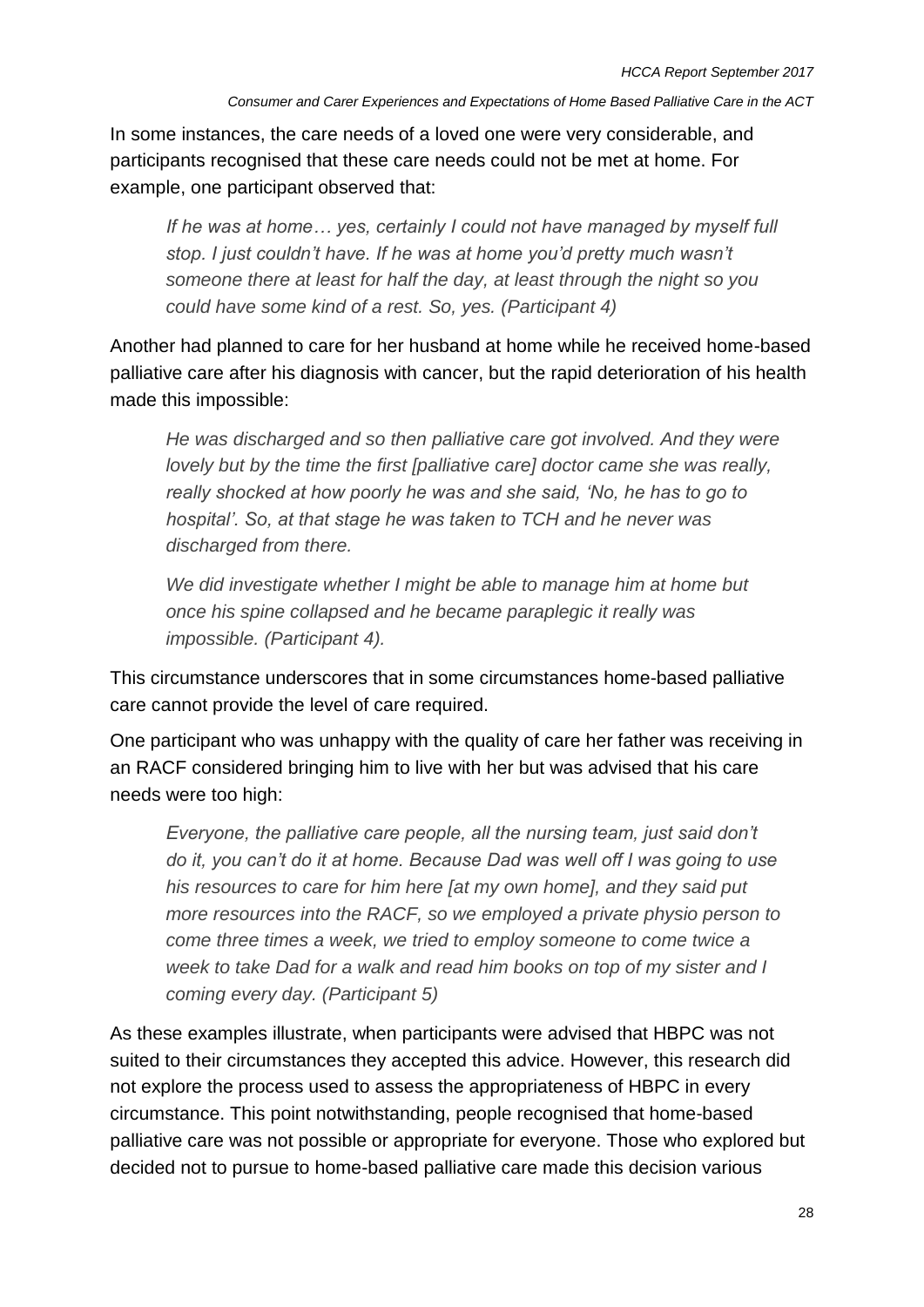In some instances, the care needs of a loved one were very considerable, and participants recognised that these care needs could not be met at home. For example, one participant observed that:

> *If he was at home… yes, certainly I could not have managed by myself full stop. I just couldn't have. If he was at home you'd pretty much wasn't someone there at least for half the day, at least through the night so you could have some kind of a rest. So, yes. (Participant 4)*

Another had planned to care for her husband at home while he received home-based palliative care after his diagnosis with cancer, but the rapid deterioration of his health made this impossible:

> *He was discharged and so then palliative care got involved. And they were lovely but by the time the first [palliative care] doctor came she was really, really shocked at how poorly he was and she said, 'No, he has to go to hospital'. So, at that stage he was taken to TCH and he never was discharged from there.*
>
> *We did investigate whether I might be able to manage him at home but once his spine collapsed and he became paraplegic it really was impossible. (Participant 4).*

This circumstance underscores that in some circumstances home-based palliative care cannot provide the level of care required.

One participant who was unhappy with the quality of care her father was receiving in an RACF considered bringing him to live with her but was advised that his care needs were too high:

> *Everyone, the palliative care people, all the nursing team, just said don't do it, you can't do it at home. Because Dad was well off I was going to use his resources to care for him here [at my own home], and they said put more resources into the RACF, so we employed a private physio person to come three times a week, we tried to employ someone to come twice a week to take Dad for a walk and read him books on top of my sister and I coming every day. (Participant 5)*

As these examples illustrate, when participants were advised that HBPC was not suited to their circumstances they accepted this advice. However, this research did not explore the process used to assess the appropriateness of HBPC in every circumstance. This point notwithstanding, people recognised that home-based palliative care was not possible or appropriate for everyone. Those who explored but decided not to pursue to home-based palliative care made this decision various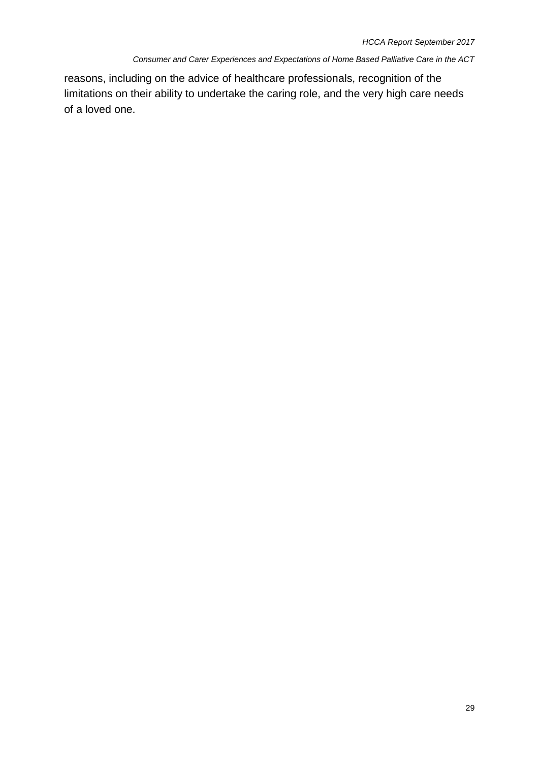reasons, including on the advice of healthcare professionals, recognition of the limitations on their ability to undertake the caring role, and the very high care needs of a loved one.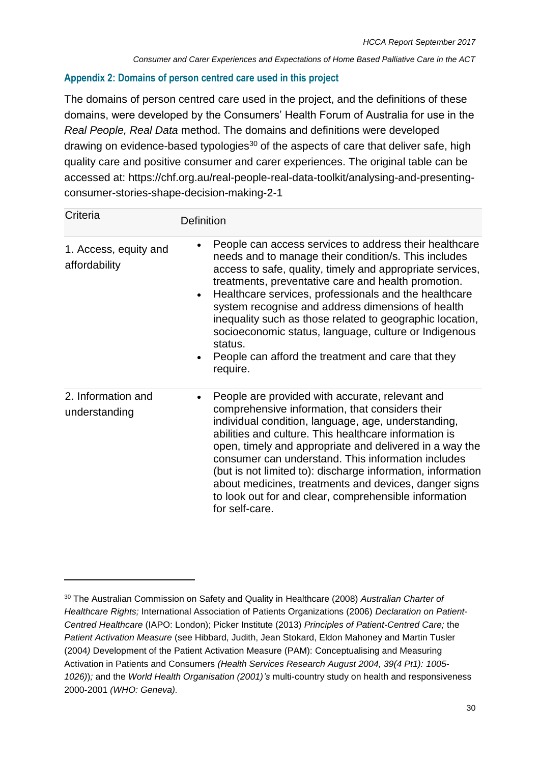### Appendix 2: Domains of person centred care used in this project

The domains of person centred care used in the project, and the definitions of these domains, were developed by the Consumers' Health Forum of Australia for use in the *Real People, Real Data* method. The domains and definitions were developed drawing on evidence-based typologies[30] of the aspects of care that deliver safe, high quality care and positive consumer and carer experiences. The original table can be accessed at: https://chf.org.au/real-people-real-data-toolkit/analysing-and-presenting-consumer-stories-shape-decision-making-2-1

| Criteria | Definition |
|---|---|
| 1. Access, equity and affordability | • People can access services to address their healthcare needs and to manage their condition/s. This includes access to safe, quality, timely and appropriate services, treatments, preventative care and health promotion.<br>• Healthcare services, professionals and the healthcare system recognise and address dimensions of health inequality such as those related to geographic location, socioeconomic status, language, culture or Indigenous status.<br>• People can afford the treatment and care that they require. |
| 2. Information and understanding | • People are provided with accurate, relevant and comprehensive information, that considers their individual condition, language, age, understanding, abilities and culture. This healthcare information is open, timely and appropriate and delivered in a way the consumer can understand. This information includes (but is not limited to): discharge information, information about medicines, treatments and devices, danger signs to look out for and clear, comprehensible information for self-care. |

[30] The Australian Commission on Safety and Quality in Healthcare (2008) *Australian Charter of Healthcare Rights;* International Association of Patients Organizations (2006) *Declaration on Patient-Centred Healthcare* (IAPO: London); Picker Institute (2013) *Principles of Patient-Centred Care;* the *Patient Activation Measure* (see Hibbard, Judith, Jean Stokard, Eldon Mahoney and Martin Tusler (2004) Development of the Patient Activation Measure (PAM): Conceptualising and Measuring Activation in Patients and Consumers *(Health Services Research August 2004, 39(4 Pt1): 1005-1026)*); and the *World Health Organisation (2001)'s* multi-country study on health and responsiveness 2000-2001 *(WHO: Geneva).*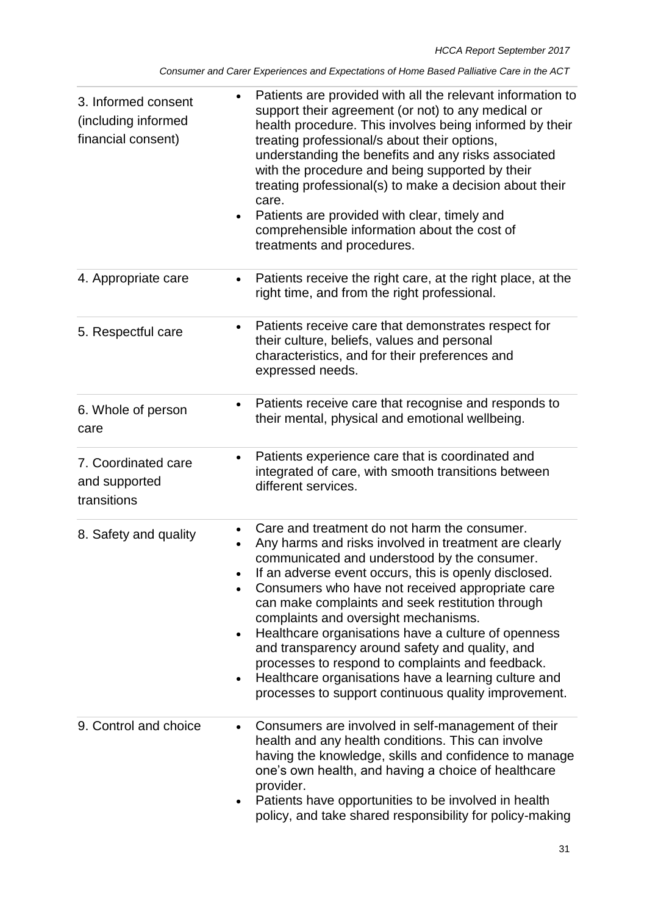| | |
|---|---|
| 3. Informed consent (including informed financial consent) | • Patients are provided with all the relevant information to support their agreement (or not) to any medical or health procedure. This involves being informed by their treating professional/s about their options, understanding the benefits and any risks associated with the procedure and being supported by their treating professional(s) to make a decision about their care.<br>• Patients are provided with clear, timely and comprehensible information about the cost of treatments and procedures. |
| 4. Appropriate care | • Patients receive the right care, at the right place, at the right time, and from the right professional. |
| 5. Respectful care | • Patients receive care that demonstrates respect for their culture, beliefs, values and personal characteristics, and for their preferences and expressed needs. |
| 6. Whole of person care | • Patients receive care that recognise and responds to their mental, physical and emotional wellbeing. |
| 7. Coordinated care and supported transitions | • Patients experience care that is coordinated and integrated of care, with smooth transitions between different services. |
| 8. Safety and quality | • Care and treatment do not harm the consumer.<br>• Any harms and risks involved in treatment are clearly communicated and understood by the consumer.<br>• If an adverse event occurs, this is openly disclosed.<br>• Consumers who have not received appropriate care can make complaints and seek restitution through complaints and oversight mechanisms.<br>• Healthcare organisations have a culture of openness and transparency around safety and quality, and processes to respond to complaints and feedback.<br>• Healthcare organisations have a learning culture and processes to support continuous quality improvement. |
| 9. Control and choice | • Consumers are involved in self-management of their health and any health conditions. This can involve having the knowledge, skills and confidence to manage one's own health, and having a choice of healthcare provider.<br>• Patients have opportunities to be involved in health policy, and take shared responsibility for policy-making |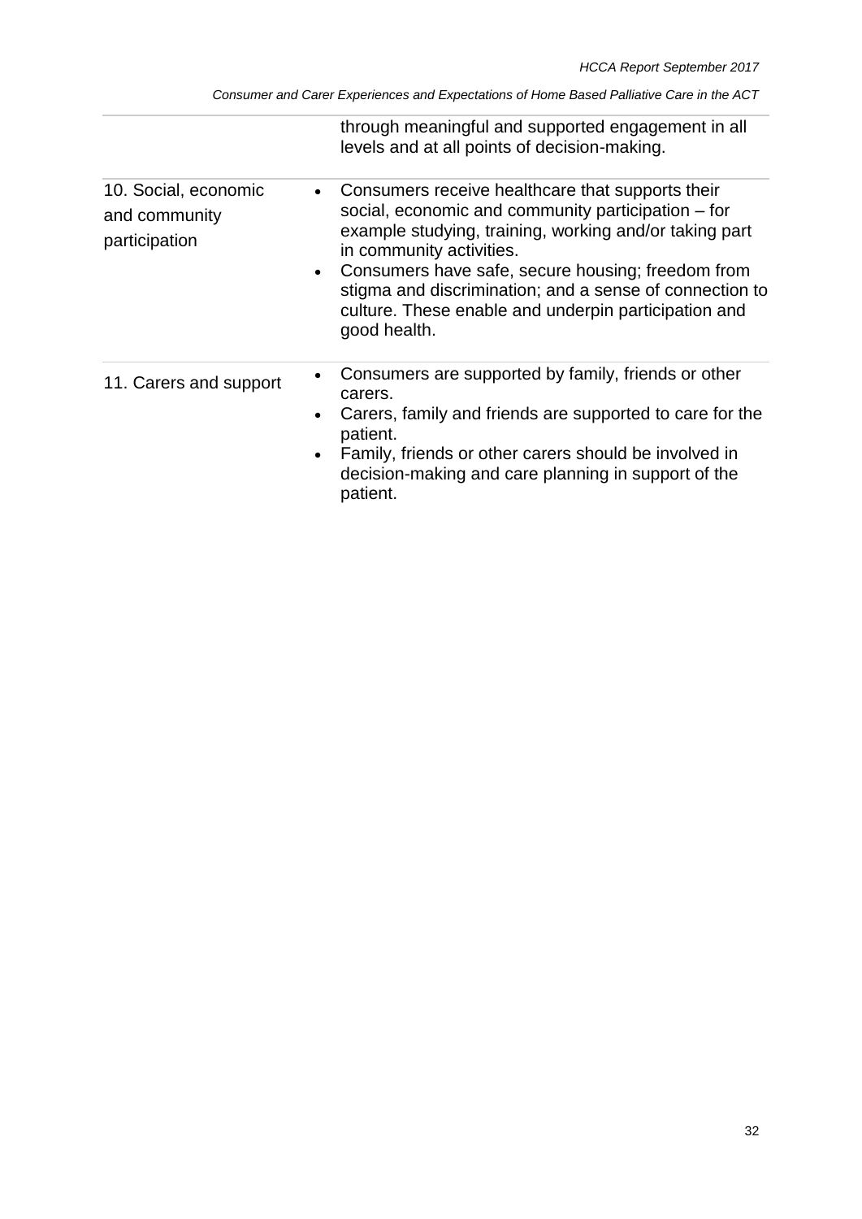| | |
|---|---|
| | through meaningful and supported engagement in all levels and at all points of decision-making. |
| 10. Social, economic and community participation | • Consumers receive healthcare that supports their social, economic and community participation – for example studying, training, working and/or taking part in community activities.<br>• Consumers have safe, secure housing; freedom from stigma and discrimination; and a sense of connection to culture. These enable and underpin participation and good health. |
| 11. Carers and support | • Consumers are supported by family, friends or other carers.<br>• Carers, family and friends are supported to care for the patient.<br>• Family, friends or other carers should be involved in decision-making and care planning in support of the patient. |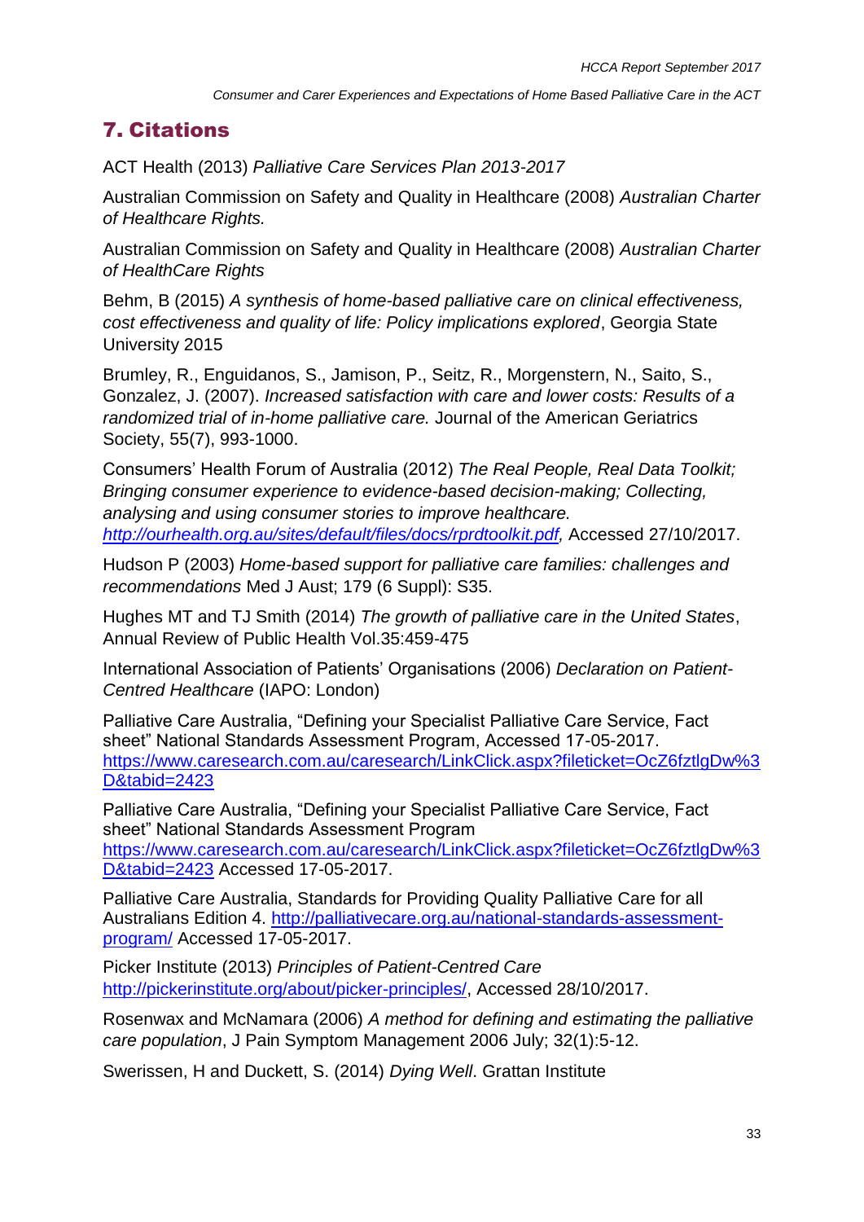## 7. Citations

ACT Health (2013) *Palliative Care Services Plan 2013-2017*

Australian Commission on Safety and Quality in Healthcare (2008) *Australian Charter of Healthcare Rights.*

Australian Commission on Safety and Quality in Healthcare (2008) *Australian Charter of HealthCare Rights*

Behm, B (2015) *A synthesis of home-based palliative care on clinical effectiveness, cost effectiveness and quality of life: Policy implications explored*, Georgia State University 2015

Brumley, R., Enguidanos, S., Jamison, P., Seitz, R., Morgenstern, N., Saito, S., Gonzalez, J. (2007). *Increased satisfaction with care and lower costs: Results of a randomized trial of in-home palliative care.* Journal of the American Geriatrics Society, 55(7), 993-1000.

Consumers' Health Forum of Australia (2012) *The Real People, Real Data Toolkit; Bringing consumer experience to evidence-based decision-making; Collecting, analysing and using consumer stories to improve healthcare. http://ourhealth.org.au/sites/default/files/docs/rprdtoolkit.pdf,* Accessed 27/10/2017.

Hudson P (2003) *Home-based support for palliative care families: challenges and recommendations* Med J Aust; 179 (6 Suppl): S35.

Hughes MT and TJ Smith (2014) *The growth of palliative care in the United States*, Annual Review of Public Health Vol.35:459-475

International Association of Patients' Organisations (2006) *Declaration on Patient-Centred Healthcare* (IAPO: London)

Palliative Care Australia, "Defining your Specialist Palliative Care Service, Fact sheet" National Standards Assessment Program, Accessed 17-05-2017. https://www.caresearch.com.au/caresearch/LinkClick.aspx?fileticket=OcZ6fztlgDw%3D&tabid=2423

Palliative Care Australia, "Defining your Specialist Palliative Care Service, Fact sheet" National Standards Assessment Program https://www.caresearch.com.au/caresearch/LinkClick.aspx?fileticket=OcZ6fztlgDw%3D&tabid=2423 Accessed 17-05-2017.

Palliative Care Australia, Standards for Providing Quality Palliative Care for all Australians Edition 4. http://palliativecare.org.au/national-standards-assessment-program/ Accessed 17-05-2017.

Picker Institute (2013) *Principles of Patient-Centred Care* http://pickerinstitute.org/about/picker-principles/, Accessed 28/10/2017.

Rosenwax and McNamara (2006) *A method for defining and estimating the palliative care population*, J Pain Symptom Management 2006 July; 32(1):5-12.

Swerissen, H and Duckett, S. (2014) *Dying Well*. Grattan Institute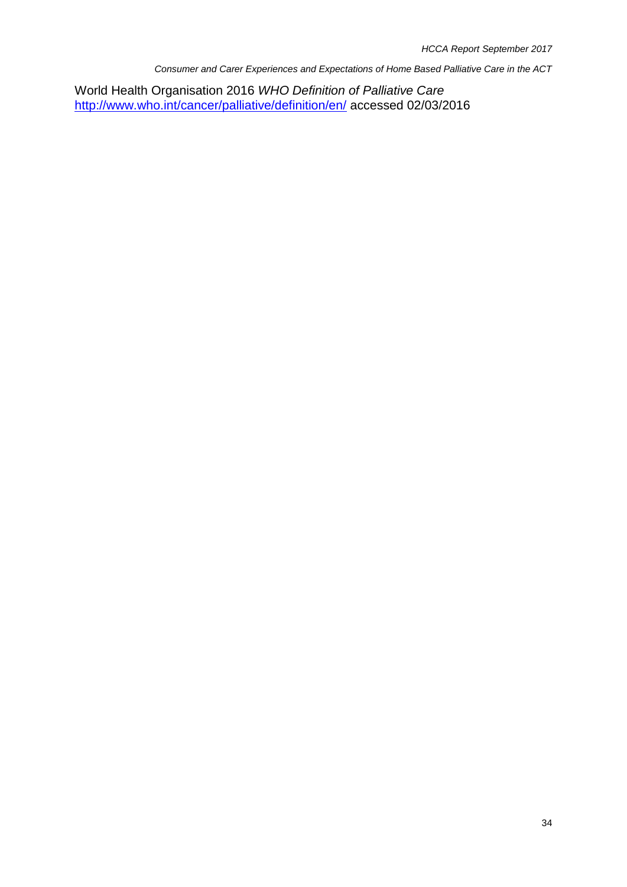World Health Organisation 2016 *WHO Definition of Palliative Care* [http://www.who.int/cancer/palliative/definition/en/](http://www.who.int/cancer/palliative/definition/en/) accessed 02/03/2016